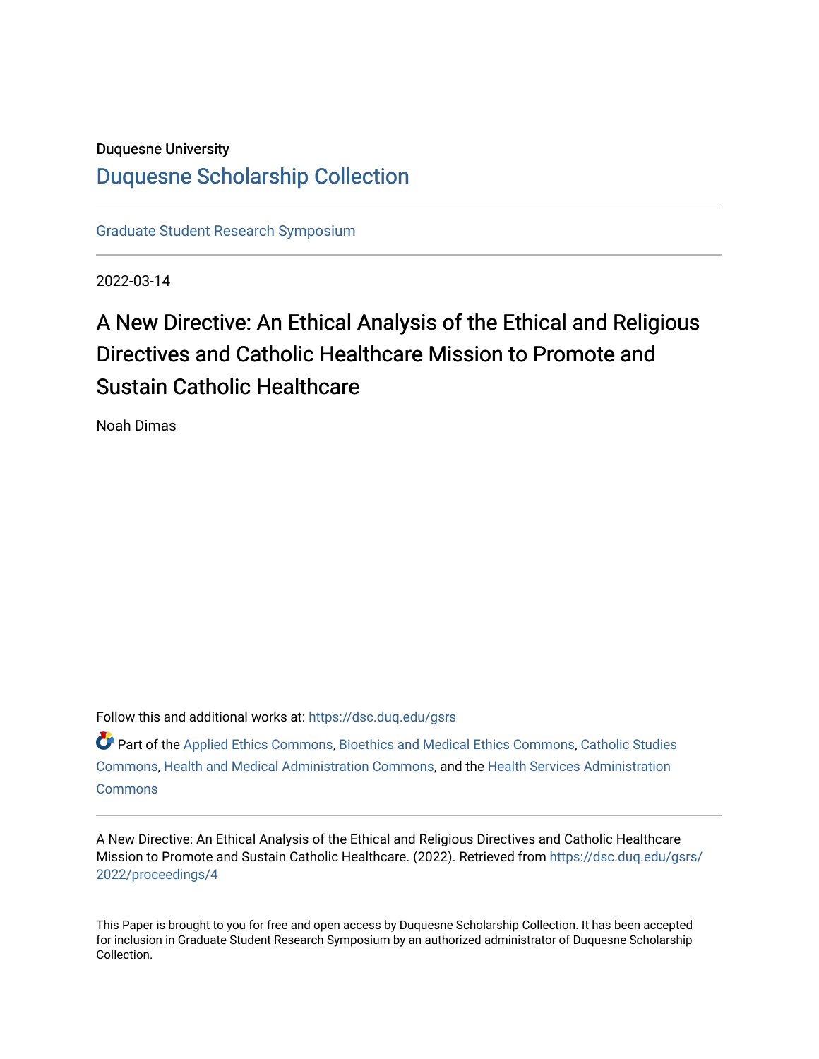Duquesne University

# Duquesne Scholarship Collection

Graduate Student Research Symposium

2022-03-14

## A New Directive: An Ethical Analysis of the Ethical and Religious Directives and Catholic Healthcare Mission to Promote and Sustain Catholic Healthcare

Noah Dimas

Follow this and additional works at: https://dsc.duq.edu/gsrs

Part of the Applied Ethics Commons, Bioethics and Medical Ethics Commons, Catholic Studies Commons, Health and Medical Administration Commons, and the Health Services Administration Commons

A New Directive: An Ethical Analysis of the Ethical and Religious Directives and Catholic Healthcare Mission to Promote and Sustain Catholic Healthcare. (2022). Retrieved from https://dsc.duq.edu/gsrs/2022/proceedings/4

This Paper is brought to you for free and open access by Duquesne Scholarship Collection. It has been accepted for inclusion in Graduate Student Research Symposium by an authorized administrator of Duquesne Scholarship Collection.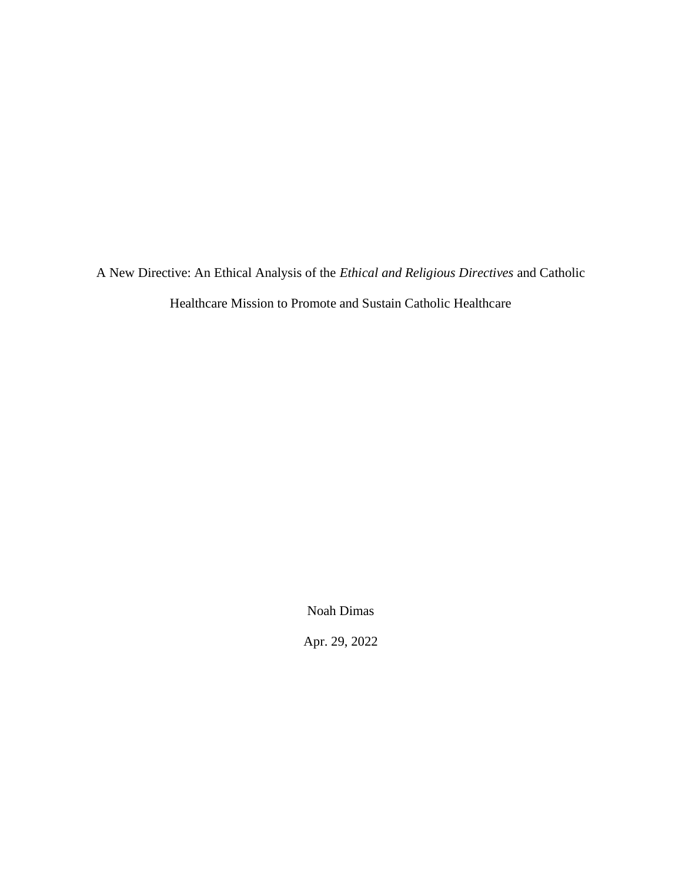A New Directive: An Ethical Analysis of the *Ethical and Religious Directives* and Catholic Healthcare Mission to Promote and Sustain Catholic Healthcare

Noah Dimas

Apr. 29, 2022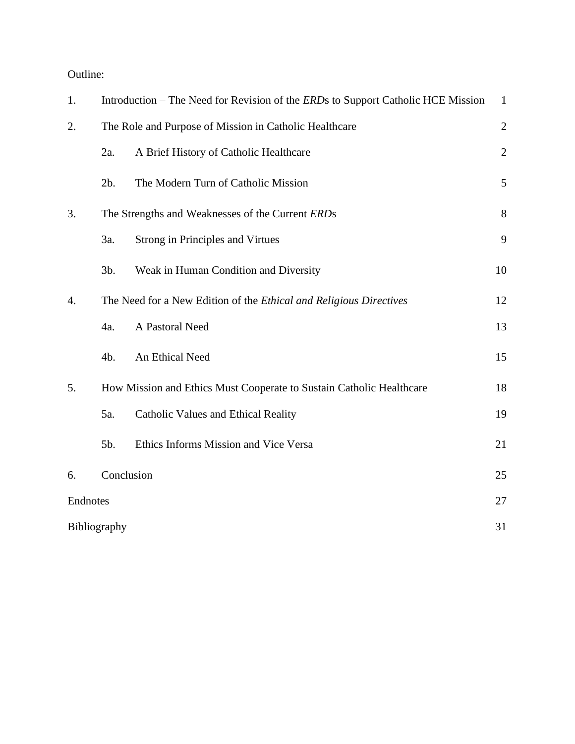Outline:

| | | | |
|---|---|---|---|
| 1. | Introduction – The Need for Revision of the *ERD*s to Support Catholic HCE Mission | | 1 |
| 2. | The Role and Purpose of Mission in Catholic Healthcare | | 2 |
| | 2a. | A Brief History of Catholic Healthcare | 2 |
| | 2b. | The Modern Turn of Catholic Mission | 5 |
| 3. | The Strengths and Weaknesses of the Current *ERD*s | | 8 |
| | 3a. | Strong in Principles and Virtues | 9 |
| | 3b. | Weak in Human Condition and Diversity | 10 |
| 4. | The Need for a New Edition of the *Ethical and Religious Directives* | | 12 |
| | 4a. | A Pastoral Need | 13 |
| | 4b. | An Ethical Need | 15 |
| 5. | How Mission and Ethics Must Cooperate to Sustain Catholic Healthcare | | 18 |
| | 5a. | Catholic Values and Ethical Reality | 19 |
| | 5b. | Ethics Informs Mission and Vice Versa | 21 |
| 6. | Conclusion | | 25 |
| Endnotes | | | 27 |
| Bibliography | | | 31 |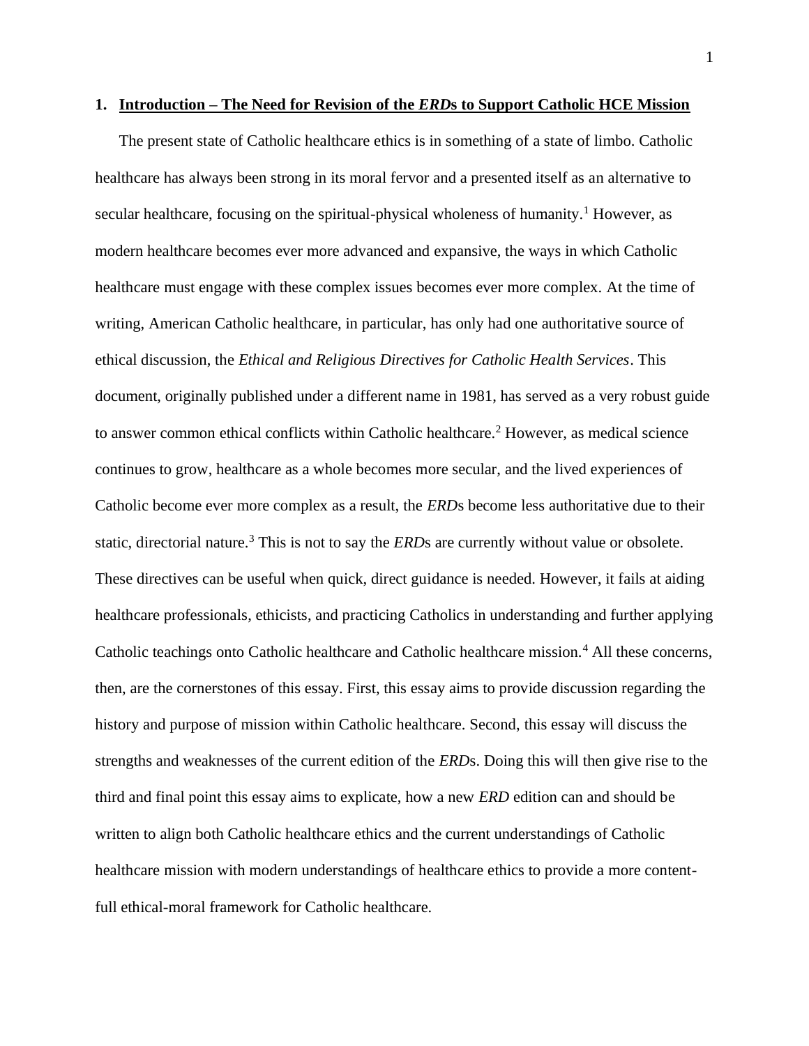## 1. Introduction – The Need for Revision of the *ERD*s to Support Catholic HCE Mission

The present state of Catholic healthcare ethics is in something of a state of limbo. Catholic healthcare has always been strong in its moral fervor and a presented itself as an alternative to secular healthcare, focusing on the spiritual-physical wholeness of humanity.[1] However, as modern healthcare becomes ever more advanced and expansive, the ways in which Catholic healthcare must engage with these complex issues becomes ever more complex. At the time of writing, American Catholic healthcare, in particular, has only had one authoritative source of ethical discussion, the *Ethical and Religious Directives for Catholic Health Services*. This document, originally published under a different name in 1981, has served as a very robust guide to answer common ethical conflicts within Catholic healthcare.[2] However, as medical science continues to grow, healthcare as a whole becomes more secular, and the lived experiences of Catholic become ever more complex as a result, the *ERD*s become less authoritative due to their static, directorial nature.[3] This is not to say the *ERD*s are currently without value or obsolete. These directives can be useful when quick, direct guidance is needed. However, it fails at aiding healthcare professionals, ethicists, and practicing Catholics in understanding and further applying Catholic teachings onto Catholic healthcare and Catholic healthcare mission.[4] All these concerns, then, are the cornerstones of this essay. First, this essay aims to provide discussion regarding the history and purpose of mission within Catholic healthcare. Second, this essay will discuss the strengths and weaknesses of the current edition of the *ERD*s. Doing this will then give rise to the third and final point this essay aims to explicate, how a new *ERD* edition can and should be written to align both Catholic healthcare ethics and the current understandings of Catholic healthcare mission with modern understandings of healthcare ethics to provide a more content-full ethical-moral framework for Catholic healthcare.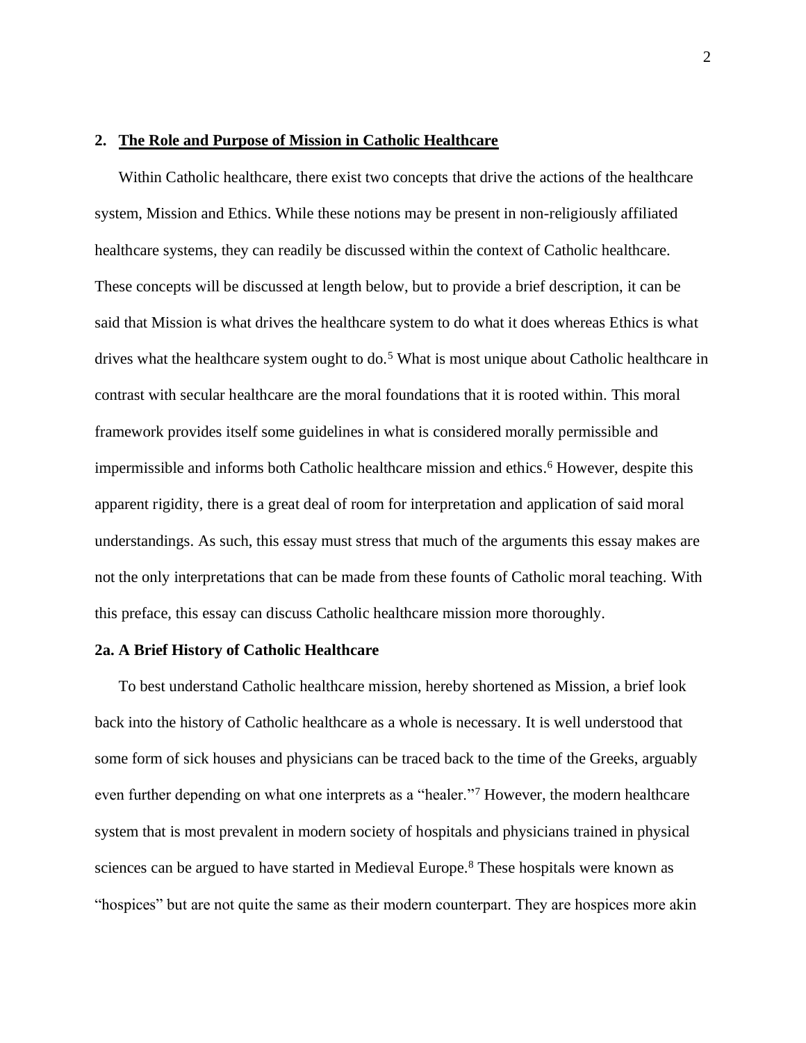## 2. The Role and Purpose of Mission in Catholic Healthcare

Within Catholic healthcare, there exist two concepts that drive the actions of the healthcare system, Mission and Ethics. While these notions may be present in non-religiously affiliated healthcare systems, they can readily be discussed within the context of Catholic healthcare. These concepts will be discussed at length below, but to provide a brief description, it can be said that Mission is what drives the healthcare system to do what it does whereas Ethics is what drives what the healthcare system ought to do.[5] What is most unique about Catholic healthcare in contrast with secular healthcare are the moral foundations that it is rooted within. This moral framework provides itself some guidelines in what is considered morally permissible and impermissible and informs both Catholic healthcare mission and ethics.[6] However, despite this apparent rigidity, there is a great deal of room for interpretation and application of said moral understandings. As such, this essay must stress that much of the arguments this essay makes are not the only interpretations that can be made from these founts of Catholic moral teaching. With this preface, this essay can discuss Catholic healthcare mission more thoroughly.

### 2a. A Brief History of Catholic Healthcare

To best understand Catholic healthcare mission, hereby shortened as Mission, a brief look back into the history of Catholic healthcare as a whole is necessary. It is well understood that some form of sick houses and physicians can be traced back to the time of the Greeks, arguably even further depending on what one interprets as a "healer."[7] However, the modern healthcare system that is most prevalent in modern society of hospitals and physicians trained in physical sciences can be argued to have started in Medieval Europe.[8] These hospitals were known as "hospices" but are not quite the same as their modern counterpart. They are hospices more akin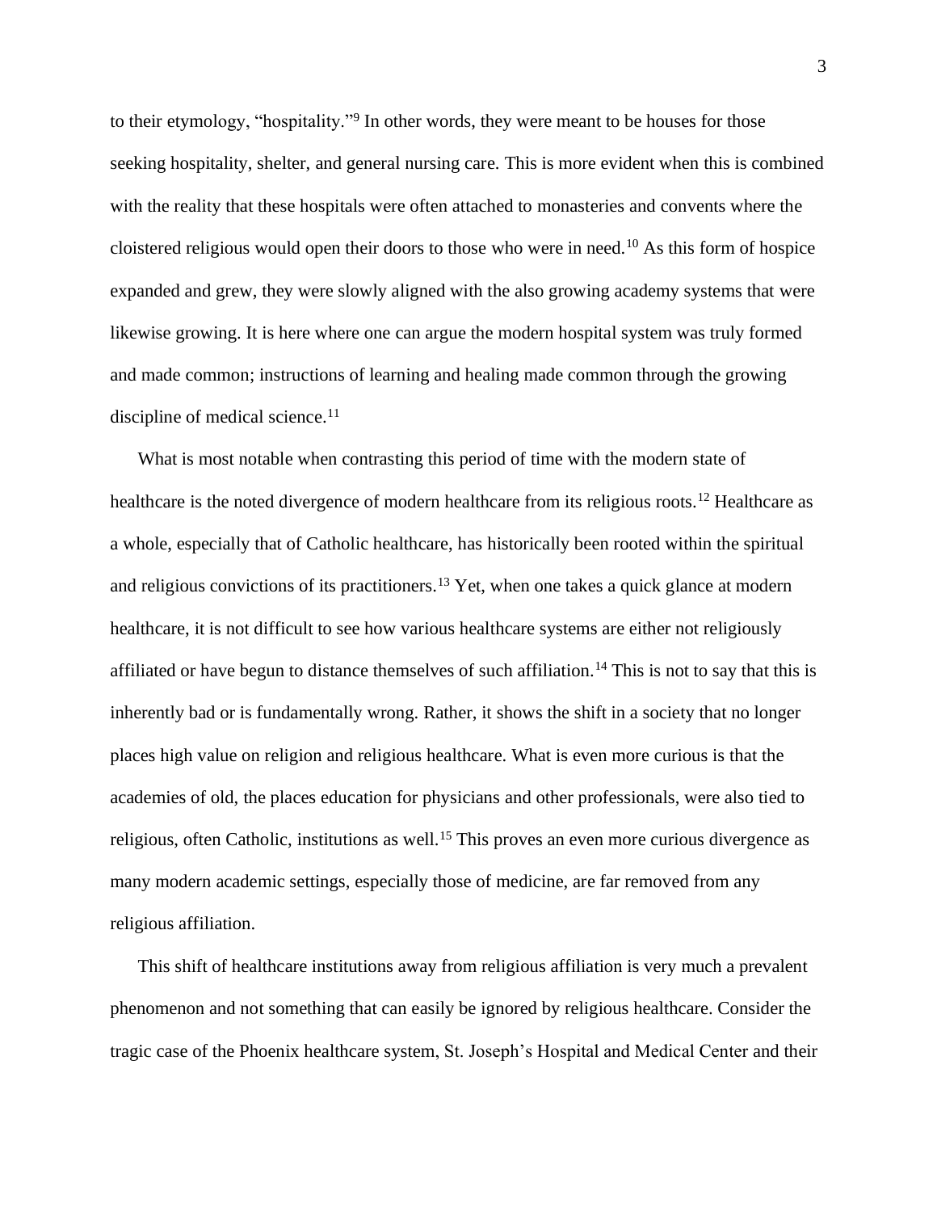to their etymology, "hospitality."[9] In other words, they were meant to be houses for those seeking hospitality, shelter, and general nursing care. This is more evident when this is combined with the reality that these hospitals were often attached to monasteries and convents where the cloistered religious would open their doors to those who were in need.[10] As this form of hospice expanded and grew, they were slowly aligned with the also growing academy systems that were likewise growing. It is here where one can argue the modern hospital system was truly formed and made common; instructions of learning and healing made common through the growing discipline of medical science.[11]

What is most notable when contrasting this period of time with the modern state of healthcare is the noted divergence of modern healthcare from its religious roots.[12] Healthcare as a whole, especially that of Catholic healthcare, has historically been rooted within the spiritual and religious convictions of its practitioners.[13] Yet, when one takes a quick glance at modern healthcare, it is not difficult to see how various healthcare systems are either not religiously affiliated or have begun to distance themselves of such affiliation.[14] This is not to say that this is inherently bad or is fundamentally wrong. Rather, it shows the shift in a society that no longer places high value on religion and religious healthcare. What is even more curious is that the academies of old, the places education for physicians and other professionals, were also tied to religious, often Catholic, institutions as well.[15] This proves an even more curious divergence as many modern academic settings, especially those of medicine, are far removed from any religious affiliation.

This shift of healthcare institutions away from religious affiliation is very much a prevalent phenomenon and not something that can easily be ignored by religious healthcare. Consider the tragic case of the Phoenix healthcare system, St. Joseph's Hospital and Medical Center and their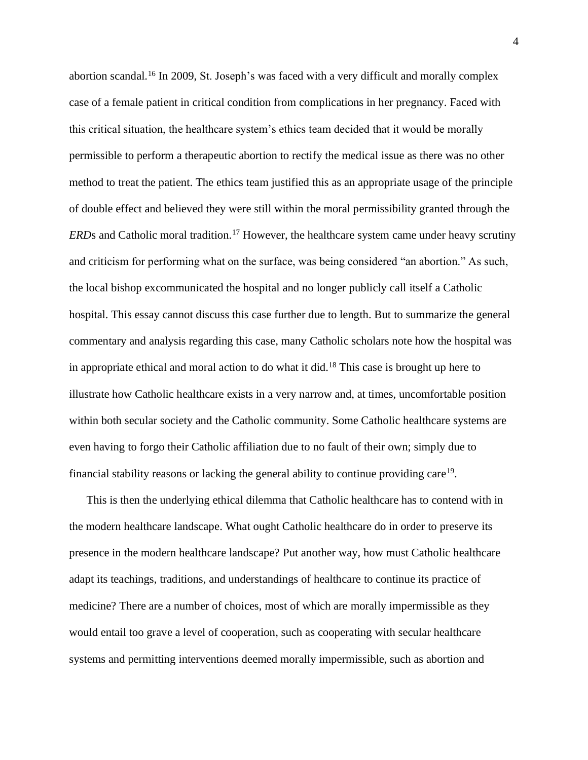abortion scandal.[16] In 2009, St. Joseph's was faced with a very difficult and morally complex case of a female patient in critical condition from complications in her pregnancy. Faced with this critical situation, the healthcare system's ethics team decided that it would be morally permissible to perform a therapeutic abortion to rectify the medical issue as there was no other method to treat the patient. The ethics team justified this as an appropriate usage of the principle of double effect and believed they were still within the moral permissibility granted through the *ERD*s and Catholic moral tradition.[17] However, the healthcare system came under heavy scrutiny and criticism for performing what on the surface, was being considered "an abortion." As such, the local bishop excommunicated the hospital and no longer publicly call itself a Catholic hospital. This essay cannot discuss this case further due to length. But to summarize the general commentary and analysis regarding this case, many Catholic scholars note how the hospital was in appropriate ethical and moral action to do what it did.[18] This case is brought up here to illustrate how Catholic healthcare exists in a very narrow and, at times, uncomfortable position within both secular society and the Catholic community. Some Catholic healthcare systems are even having to forgo their Catholic affiliation due to no fault of their own; simply due to financial stability reasons or lacking the general ability to continue providing care[19].

This is then the underlying ethical dilemma that Catholic healthcare has to contend with in the modern healthcare landscape. What ought Catholic healthcare do in order to preserve its presence in the modern healthcare landscape? Put another way, how must Catholic healthcare adapt its teachings, traditions, and understandings of healthcare to continue its practice of medicine? There are a number of choices, most of which are morally impermissible as they would entail too grave a level of cooperation, such as cooperating with secular healthcare systems and permitting interventions deemed morally impermissible, such as abortion and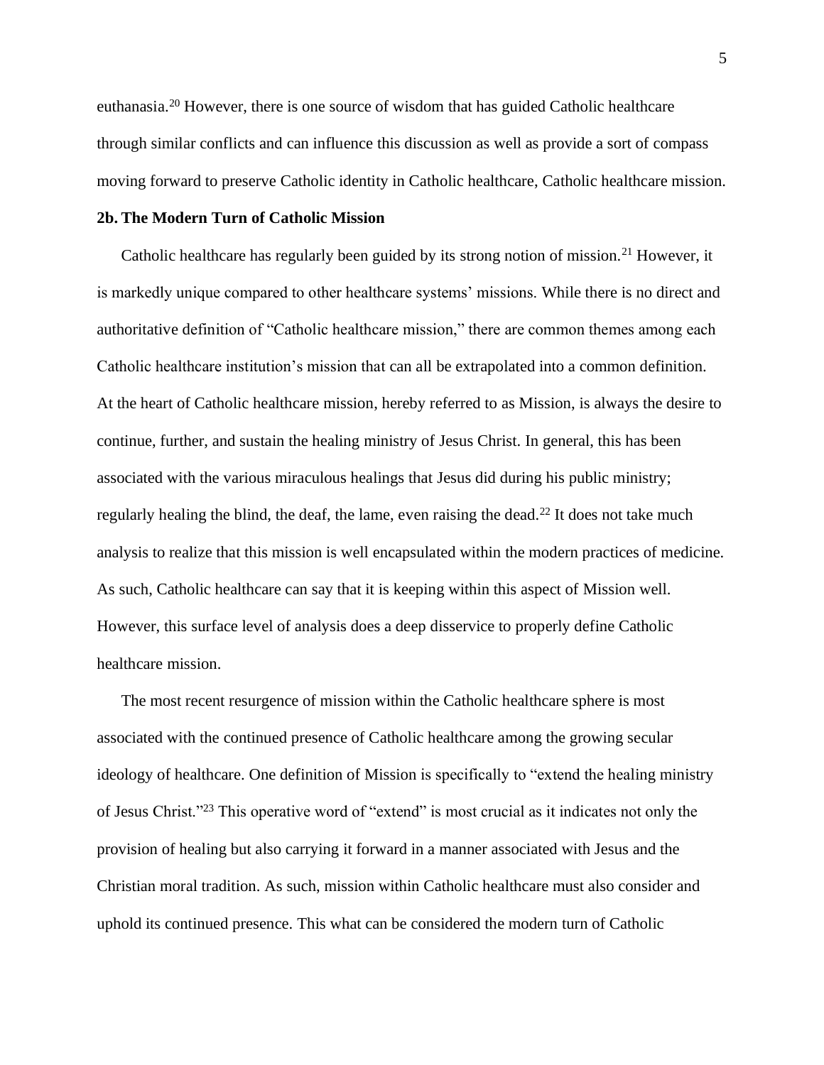euthanasia.[20] However, there is one source of wisdom that has guided Catholic healthcare through similar conflicts and can influence this discussion as well as provide a sort of compass moving forward to preserve Catholic identity in Catholic healthcare, Catholic healthcare mission.

### 2b. The Modern Turn of Catholic Mission

Catholic healthcare has regularly been guided by its strong notion of mission.[21] However, it is markedly unique compared to other healthcare systems' missions. While there is no direct and authoritative definition of "Catholic healthcare mission," there are common themes among each Catholic healthcare institution's mission that can all be extrapolated into a common definition. At the heart of Catholic healthcare mission, hereby referred to as Mission, is always the desire to continue, further, and sustain the healing ministry of Jesus Christ. In general, this has been associated with the various miraculous healings that Jesus did during his public ministry; regularly healing the blind, the deaf, the lame, even raising the dead.[22] It does not take much analysis to realize that this mission is well encapsulated within the modern practices of medicine. As such, Catholic healthcare can say that it is keeping within this aspect of Mission well. However, this surface level of analysis does a deep disservice to properly define Catholic healthcare mission.

The most recent resurgence of mission within the Catholic healthcare sphere is most associated with the continued presence of Catholic healthcare among the growing secular ideology of healthcare. One definition of Mission is specifically to "extend the healing ministry of Jesus Christ."[23] This operative word of "extend" is most crucial as it indicates not only the provision of healing but also carrying it forward in a manner associated with Jesus and the Christian moral tradition. As such, mission within Catholic healthcare must also consider and uphold its continued presence. This what can be considered the modern turn of Catholic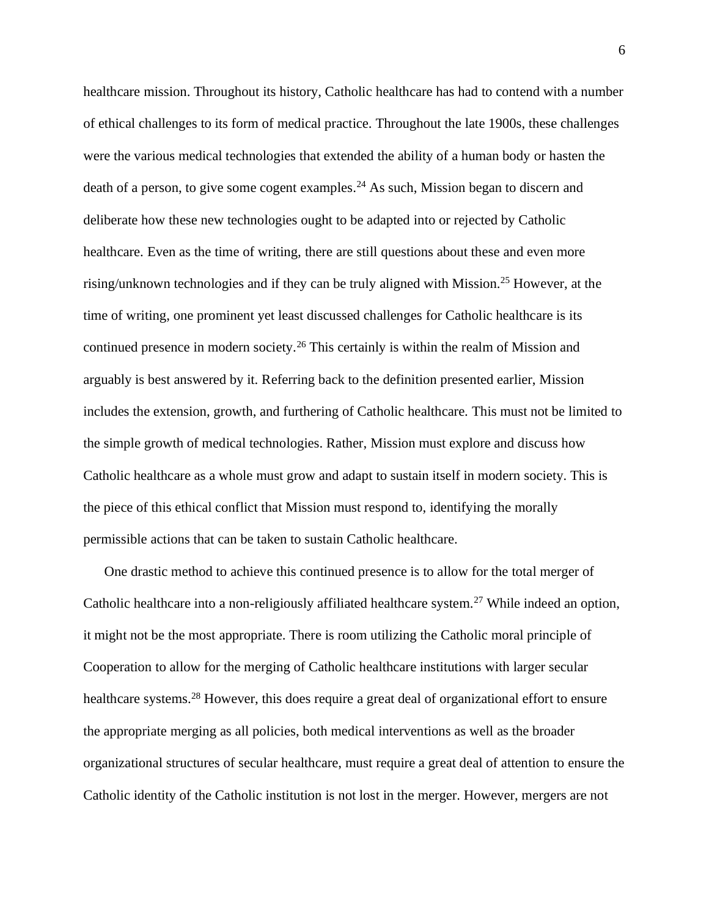healthcare mission. Throughout its history, Catholic healthcare has had to contend with a number of ethical challenges to its form of medical practice. Throughout the late 1900s, these challenges were the various medical technologies that extended the ability of a human body or hasten the death of a person, to give some cogent examples.[24] As such, Mission began to discern and deliberate how these new technologies ought to be adapted into or rejected by Catholic healthcare. Even as the time of writing, there are still questions about these and even more rising/unknown technologies and if they can be truly aligned with Mission.[25] However, at the time of writing, one prominent yet least discussed challenges for Catholic healthcare is its continued presence in modern society.[26] This certainly is within the realm of Mission and arguably is best answered by it. Referring back to the definition presented earlier, Mission includes the extension, growth, and furthering of Catholic healthcare. This must not be limited to the simple growth of medical technologies. Rather, Mission must explore and discuss how Catholic healthcare as a whole must grow and adapt to sustain itself in modern society. This is the piece of this ethical conflict that Mission must respond to, identifying the morally permissible actions that can be taken to sustain Catholic healthcare.

One drastic method to achieve this continued presence is to allow for the total merger of Catholic healthcare into a non-religiously affiliated healthcare system.[27] While indeed an option, it might not be the most appropriate. There is room utilizing the Catholic moral principle of Cooperation to allow for the merging of Catholic healthcare institutions with larger secular healthcare systems.[28] However, this does require a great deal of organizational effort to ensure the appropriate merging as all policies, both medical interventions as well as the broader organizational structures of secular healthcare, must require a great deal of attention to ensure the Catholic identity of the Catholic institution is not lost in the merger. However, mergers are not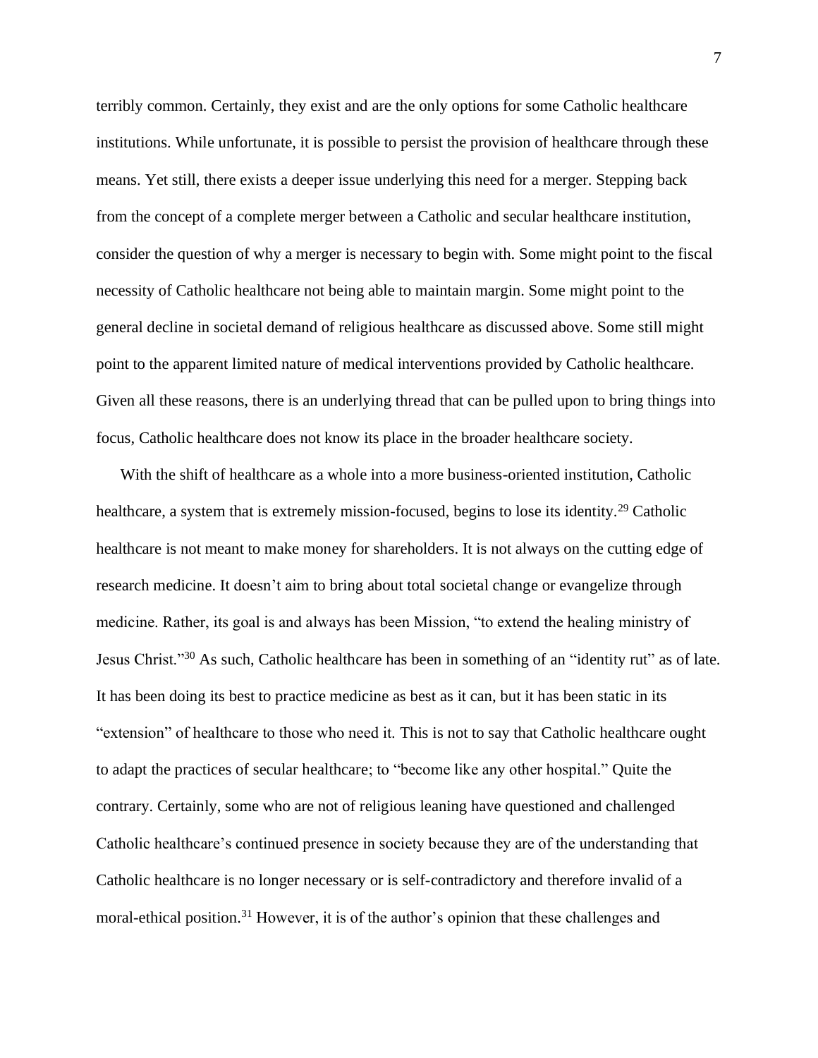terribly common. Certainly, they exist and are the only options for some Catholic healthcare institutions. While unfortunate, it is possible to persist the provision of healthcare through these means. Yet still, there exists a deeper issue underlying this need for a merger. Stepping back from the concept of a complete merger between a Catholic and secular healthcare institution, consider the question of why a merger is necessary to begin with. Some might point to the fiscal necessity of Catholic healthcare not being able to maintain margin. Some might point to the general decline in societal demand of religious healthcare as discussed above. Some still might point to the apparent limited nature of medical interventions provided by Catholic healthcare. Given all these reasons, there is an underlying thread that can be pulled upon to bring things into focus, Catholic healthcare does not know its place in the broader healthcare society.

With the shift of healthcare as a whole into a more business-oriented institution, Catholic healthcare, a system that is extremely mission-focused, begins to lose its identity.[29] Catholic healthcare is not meant to make money for shareholders. It is not always on the cutting edge of research medicine. It doesn't aim to bring about total societal change or evangelize through medicine. Rather, its goal is and always has been Mission, "to extend the healing ministry of Jesus Christ."[30] As such, Catholic healthcare has been in something of an "identity rut" as of late. It has been doing its best to practice medicine as best as it can, but it has been static in its "extension" of healthcare to those who need it. This is not to say that Catholic healthcare ought to adapt the practices of secular healthcare; to "become like any other hospital." Quite the contrary. Certainly, some who are not of religious leaning have questioned and challenged Catholic healthcare's continued presence in society because they are of the understanding that Catholic healthcare is no longer necessary or is self-contradictory and therefore invalid of a moral-ethical position.[31] However, it is of the author's opinion that these challenges and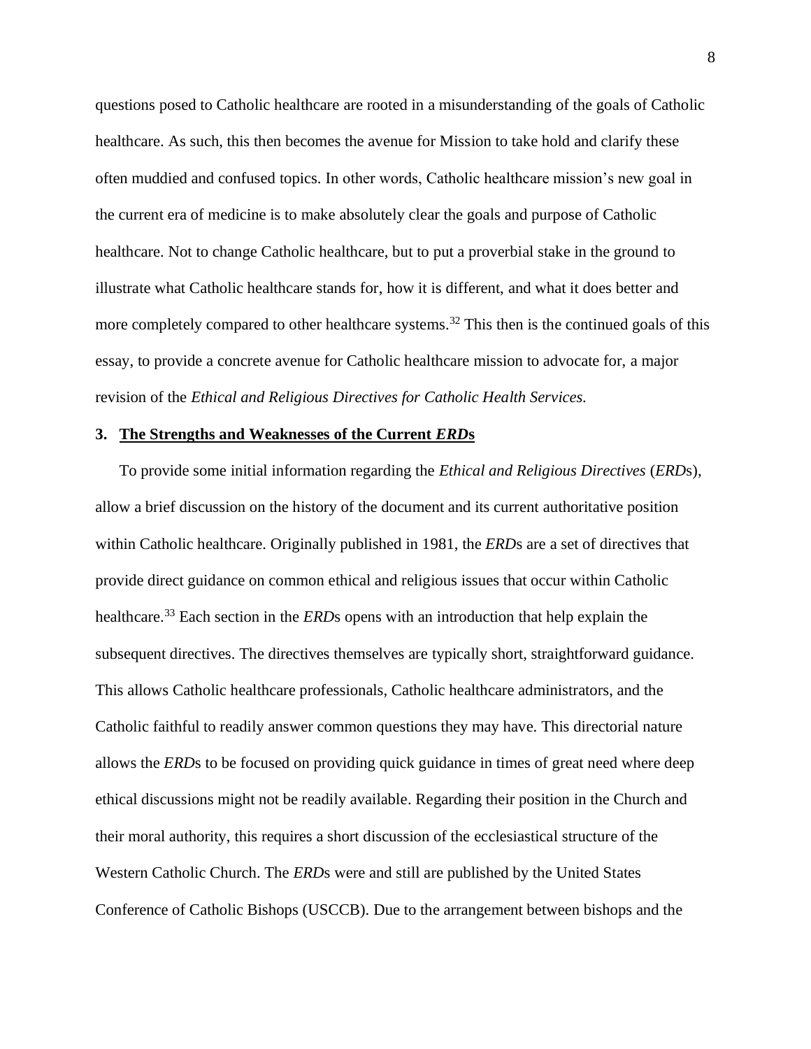questions posed to Catholic healthcare are rooted in a misunderstanding of the goals of Catholic healthcare. As such, this then becomes the avenue for Mission to take hold and clarify these often muddied and confused topics. In other words, Catholic healthcare mission's new goal in the current era of medicine is to make absolutely clear the goals and purpose of Catholic healthcare. Not to change Catholic healthcare, but to put a proverbial stake in the ground to illustrate what Catholic healthcare stands for, how it is different, and what it does better and more completely compared to other healthcare systems.[32] This then is the continued goals of this essay, to provide a concrete avenue for Catholic healthcare mission to advocate for, a major revision of the *Ethical and Religious Directives for Catholic Health Services.*

## 3. The Strengths and Weaknesses of the Current *ERD*s

To provide some initial information regarding the *Ethical and Religious Directives* (*ERD*s), allow a brief discussion on the history of the document and its current authoritative position within Catholic healthcare. Originally published in 1981, the *ERD*s are a set of directives that provide direct guidance on common ethical and religious issues that occur within Catholic healthcare.[33] Each section in the *ERD*s opens with an introduction that help explain the subsequent directives. The directives themselves are typically short, straightforward guidance. This allows Catholic healthcare professionals, Catholic healthcare administrators, and the Catholic faithful to readily answer common questions they may have. This directorial nature allows the *ERD*s to be focused on providing quick guidance in times of great need where deep ethical discussions might not be readily available. Regarding their position in the Church and their moral authority, this requires a short discussion of the ecclesiastical structure of the Western Catholic Church. The *ERD*s were and still are published by the United States Conference of Catholic Bishops (USCCB). Due to the arrangement between bishops and the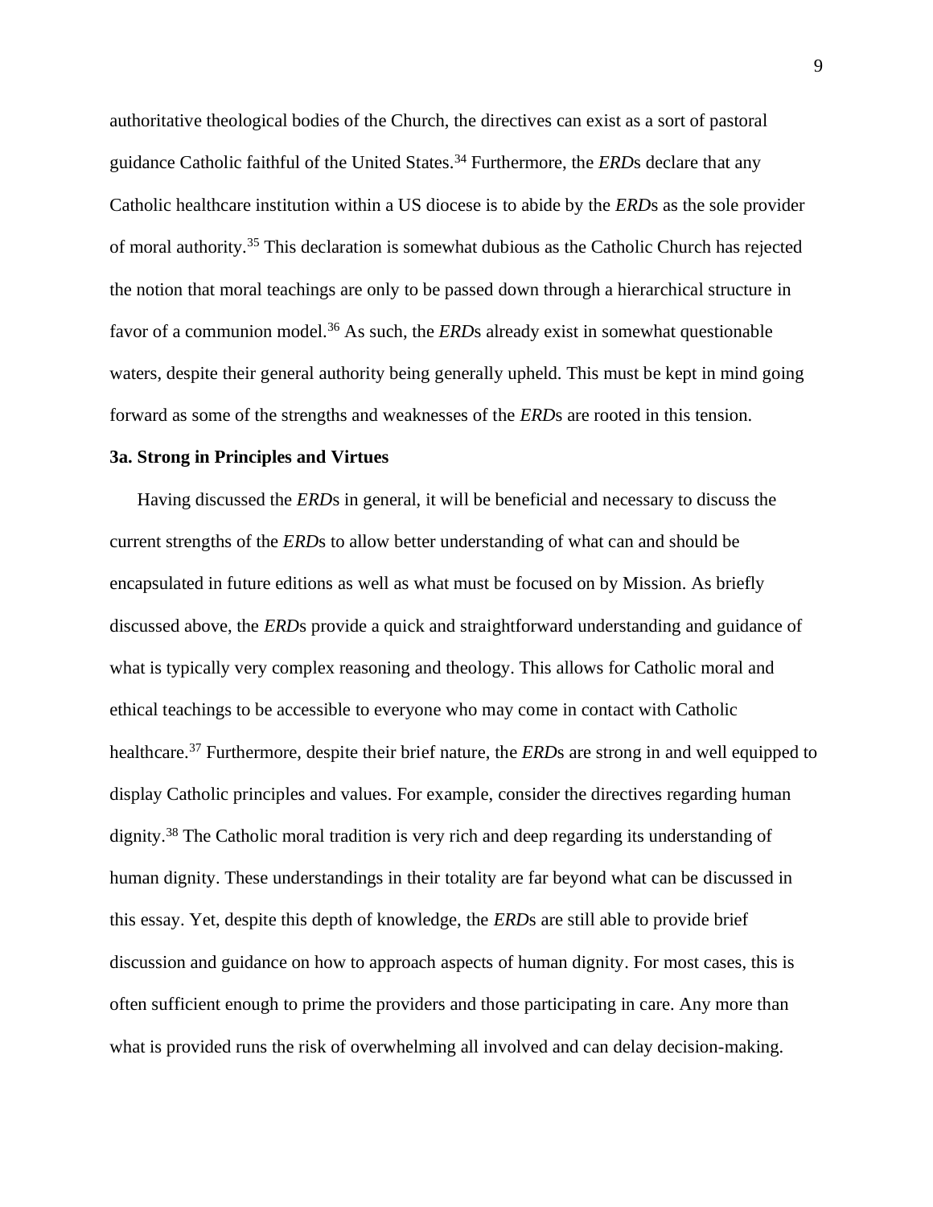authoritative theological bodies of the Church, the directives can exist as a sort of pastoral guidance Catholic faithful of the United States.[34] Furthermore, the *ERD*s declare that any Catholic healthcare institution within a US diocese is to abide by the *ERD*s as the sole provider of moral authority.[35] This declaration is somewhat dubious as the Catholic Church has rejected the notion that moral teachings are only to be passed down through a hierarchical structure in favor of a communion model.[36] As such, the *ERD*s already exist in somewhat questionable waters, despite their general authority being generally upheld. This must be kept in mind going forward as some of the strengths and weaknesses of the *ERD*s are rooted in this tension.

### 3a. Strong in Principles and Virtues

Having discussed the *ERD*s in general, it will be beneficial and necessary to discuss the current strengths of the *ERD*s to allow better understanding of what can and should be encapsulated in future editions as well as what must be focused on by Mission. As briefly discussed above, the *ERD*s provide a quick and straightforward understanding and guidance of what is typically very complex reasoning and theology. This allows for Catholic moral and ethical teachings to be accessible to everyone who may come in contact with Catholic healthcare.[37] Furthermore, despite their brief nature, the *ERD*s are strong in and well equipped to display Catholic principles and values. For example, consider the directives regarding human dignity.[38] The Catholic moral tradition is very rich and deep regarding its understanding of human dignity. These understandings in their totality are far beyond what can be discussed in this essay. Yet, despite this depth of knowledge, the *ERD*s are still able to provide brief discussion and guidance on how to approach aspects of human dignity. For most cases, this is often sufficient enough to prime the providers and those participating in care. Any more than what is provided runs the risk of overwhelming all involved and can delay decision-making.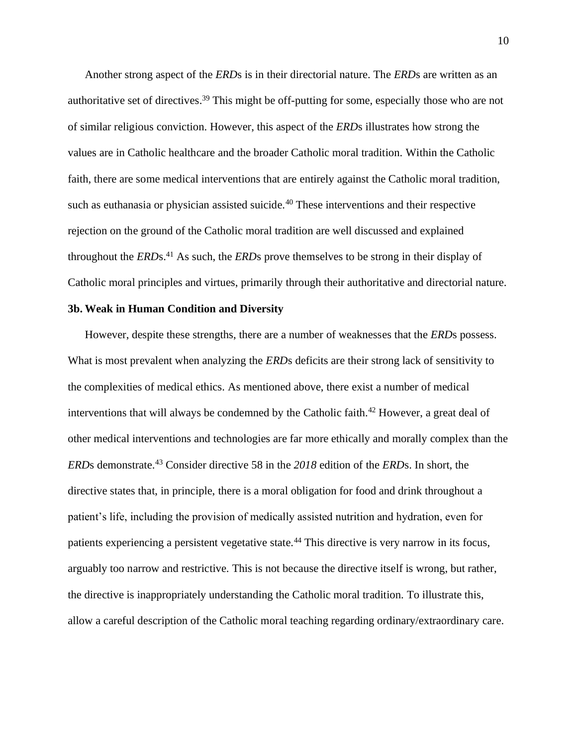Another strong aspect of the *ERD*s is in their directorial nature. The *ERD*s are written as an authoritative set of directives.[39] This might be off-putting for some, especially those who are not of similar religious conviction. However, this aspect of the *ERD*s illustrates how strong the values are in Catholic healthcare and the broader Catholic moral tradition. Within the Catholic faith, there are some medical interventions that are entirely against the Catholic moral tradition, such as euthanasia or physician assisted suicide.[40] These interventions and their respective rejection on the ground of the Catholic moral tradition are well discussed and explained throughout the *ERD*s.[41] As such, the *ERD*s prove themselves to be strong in their display of Catholic moral principles and virtues, primarily through their authoritative and directorial nature.

### 3b. Weak in Human Condition and Diversity

However, despite these strengths, there are a number of weaknesses that the *ERD*s possess. What is most prevalent when analyzing the *ERD*s deficits are their strong lack of sensitivity to the complexities of medical ethics. As mentioned above, there exist a number of medical interventions that will always be condemned by the Catholic faith.[42] However, a great deal of other medical interventions and technologies are far more ethically and morally complex than the *ERD*s demonstrate.[43] Consider directive 58 in the *2018* edition of the *ERD*s. In short, the directive states that, in principle, there is a moral obligation for food and drink throughout a patient's life, including the provision of medically assisted nutrition and hydration, even for patients experiencing a persistent vegetative state.[44] This directive is very narrow in its focus, arguably too narrow and restrictive. This is not because the directive itself is wrong, but rather, the directive is inappropriately understanding the Catholic moral tradition. To illustrate this, allow a careful description of the Catholic moral teaching regarding ordinary/extraordinary care.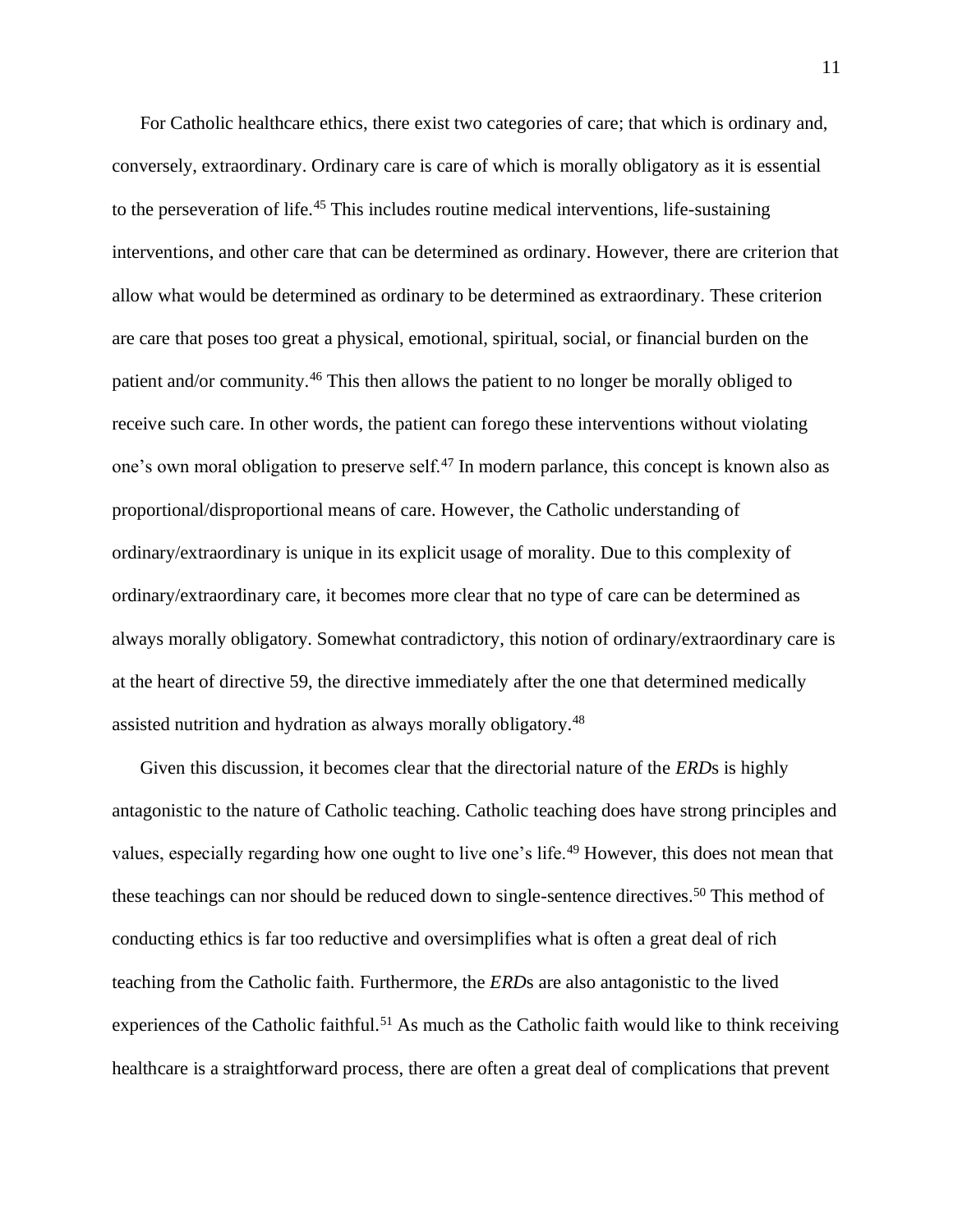For Catholic healthcare ethics, there exist two categories of care; that which is ordinary and, conversely, extraordinary. Ordinary care is care of which is morally obligatory as it is essential to the perseveration of life.[45] This includes routine medical interventions, life-sustaining interventions, and other care that can be determined as ordinary. However, there are criterion that allow what would be determined as ordinary to be determined as extraordinary. These criterion are care that poses too great a physical, emotional, spiritual, social, or financial burden on the patient and/or community.[46] This then allows the patient to no longer be morally obliged to receive such care. In other words, the patient can forego these interventions without violating one's own moral obligation to preserve self.[47] In modern parlance, this concept is known also as proportional/disproportional means of care. However, the Catholic understanding of ordinary/extraordinary is unique in its explicit usage of morality. Due to this complexity of ordinary/extraordinary care, it becomes more clear that no type of care can be determined as always morally obligatory. Somewhat contradictory, this notion of ordinary/extraordinary care is at the heart of directive 59, the directive immediately after the one that determined medically assisted nutrition and hydration as always morally obligatory.[48]

Given this discussion, it becomes clear that the directorial nature of the *ERD*s is highly antagonistic to the nature of Catholic teaching. Catholic teaching does have strong principles and values, especially regarding how one ought to live one's life.[49] However, this does not mean that these teachings can nor should be reduced down to single-sentence directives.[50] This method of conducting ethics is far too reductive and oversimplifies what is often a great deal of rich teaching from the Catholic faith. Furthermore, the *ERD*s are also antagonistic to the lived experiences of the Catholic faithful.[51] As much as the Catholic faith would like to think receiving healthcare is a straightforward process, there are often a great deal of complications that prevent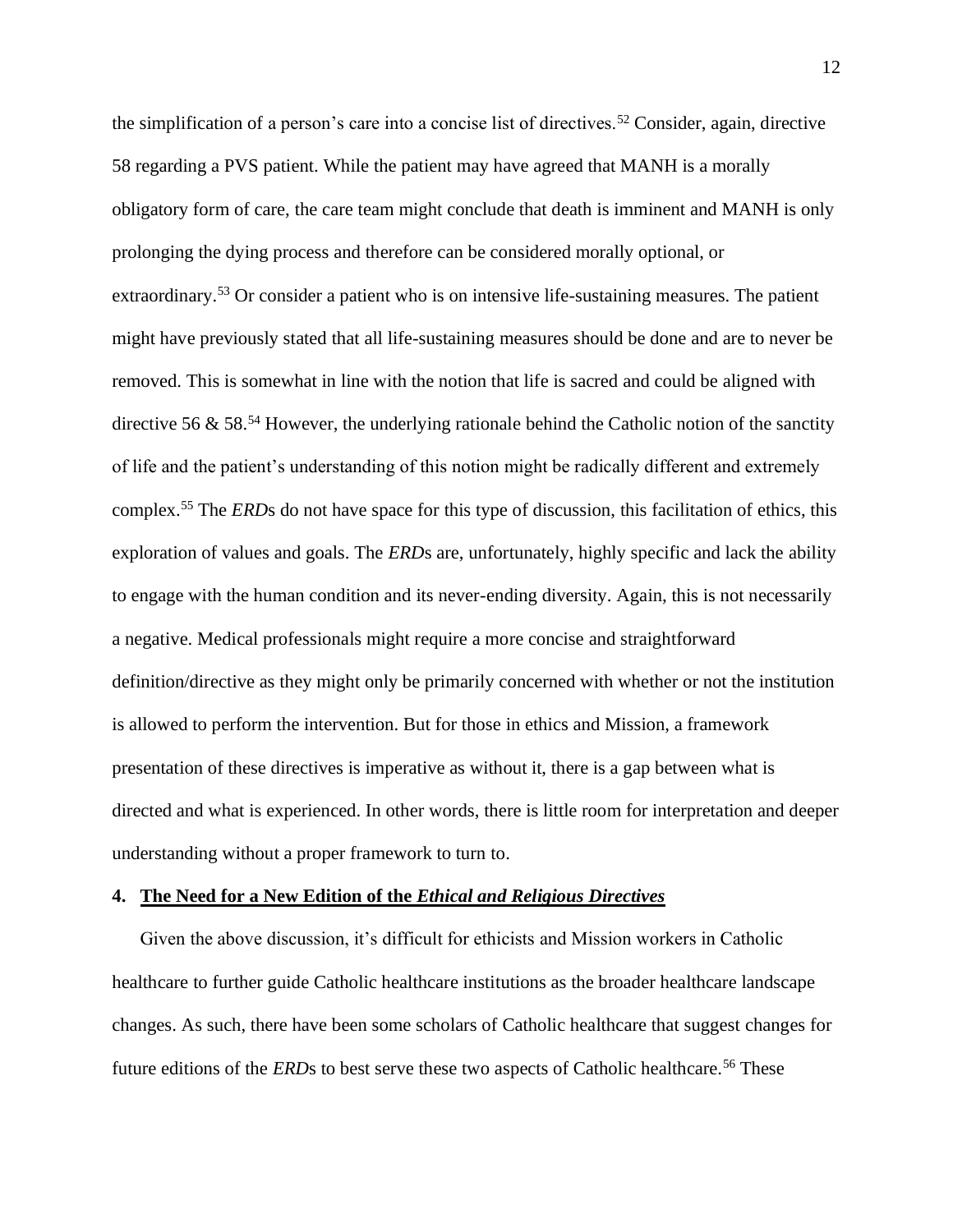the simplification of a person's care into a concise list of directives.[52] Consider, again, directive 58 regarding a PVS patient. While the patient may have agreed that MANH is a morally obligatory form of care, the care team might conclude that death is imminent and MANH is only prolonging the dying process and therefore can be considered morally optional, or extraordinary.[53] Or consider a patient who is on intensive life-sustaining measures. The patient might have previously stated that all life-sustaining measures should be done and are to never be removed. This is somewhat in line with the notion that life is sacred and could be aligned with directive 56 & 58.[54] However, the underlying rationale behind the Catholic notion of the sanctity of life and the patient's understanding of this notion might be radically different and extremely complex.[55] The *ERD*s do not have space for this type of discussion, this facilitation of ethics, this exploration of values and goals. The *ERD*s are, unfortunately, highly specific and lack the ability to engage with the human condition and its never-ending diversity. Again, this is not necessarily a negative. Medical professionals might require a more concise and straightforward definition/directive as they might only be primarily concerned with whether or not the institution is allowed to perform the intervention. But for those in ethics and Mission, a framework presentation of these directives is imperative as without it, there is a gap between what is directed and what is experienced. In other words, there is little room for interpretation and deeper understanding without a proper framework to turn to.

## 4. The Need for a New Edition of the *Ethical and Religious Directives*

Given the above discussion, it's difficult for ethicists and Mission workers in Catholic healthcare to further guide Catholic healthcare institutions as the broader healthcare landscape changes. As such, there have been some scholars of Catholic healthcare that suggest changes for future editions of the *ERD*s to best serve these two aspects of Catholic healthcare.[56] These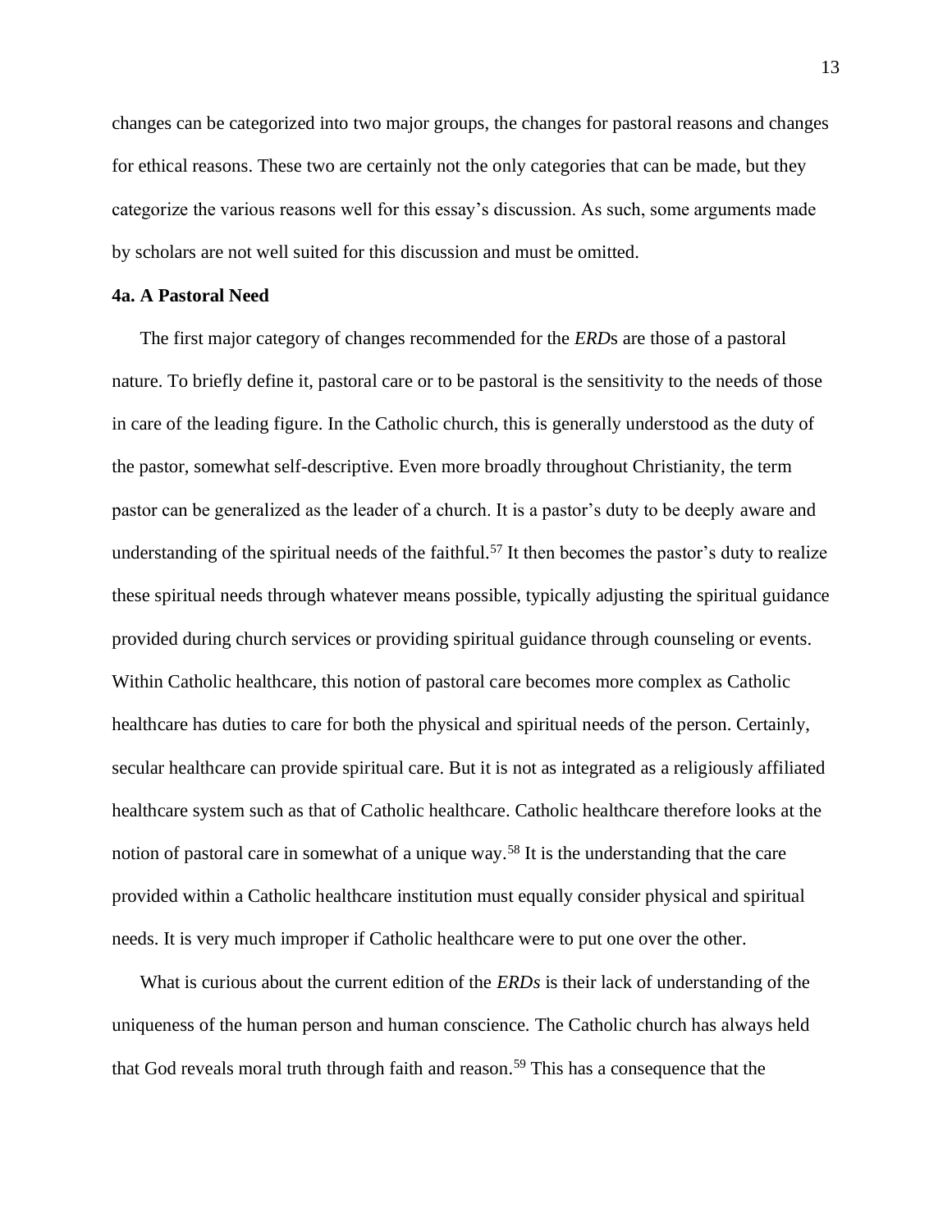changes can be categorized into two major groups, the changes for pastoral reasons and changes for ethical reasons. These two are certainly not the only categories that can be made, but they categorize the various reasons well for this essay's discussion. As such, some arguments made by scholars are not well suited for this discussion and must be omitted.

**4a. A Pastoral Need**

The first major category of changes recommended for the *ERD*s are those of a pastoral nature. To briefly define it, pastoral care or to be pastoral is the sensitivity to the needs of those in care of the leading figure. In the Catholic church, this is generally understood as the duty of the pastor, somewhat self-descriptive. Even more broadly throughout Christianity, the term pastor can be generalized as the leader of a church. It is a pastor's duty to be deeply aware and understanding of the spiritual needs of the faithful.[57] It then becomes the pastor's duty to realize these spiritual needs through whatever means possible, typically adjusting the spiritual guidance provided during church services or providing spiritual guidance through counseling or events. Within Catholic healthcare, this notion of pastoral care becomes more complex as Catholic healthcare has duties to care for both the physical and spiritual needs of the person. Certainly, secular healthcare can provide spiritual care. But it is not as integrated as a religiously affiliated healthcare system such as that of Catholic healthcare. Catholic healthcare therefore looks at the notion of pastoral care in somewhat of a unique way.[58] It is the understanding that the care provided within a Catholic healthcare institution must equally consider physical and spiritual needs. It is very much improper if Catholic healthcare were to put one over the other.

What is curious about the current edition of the *ERDs* is their lack of understanding of the uniqueness of the human person and human conscience. The Catholic church has always held that God reveals moral truth through faith and reason.[59] This has a consequence that the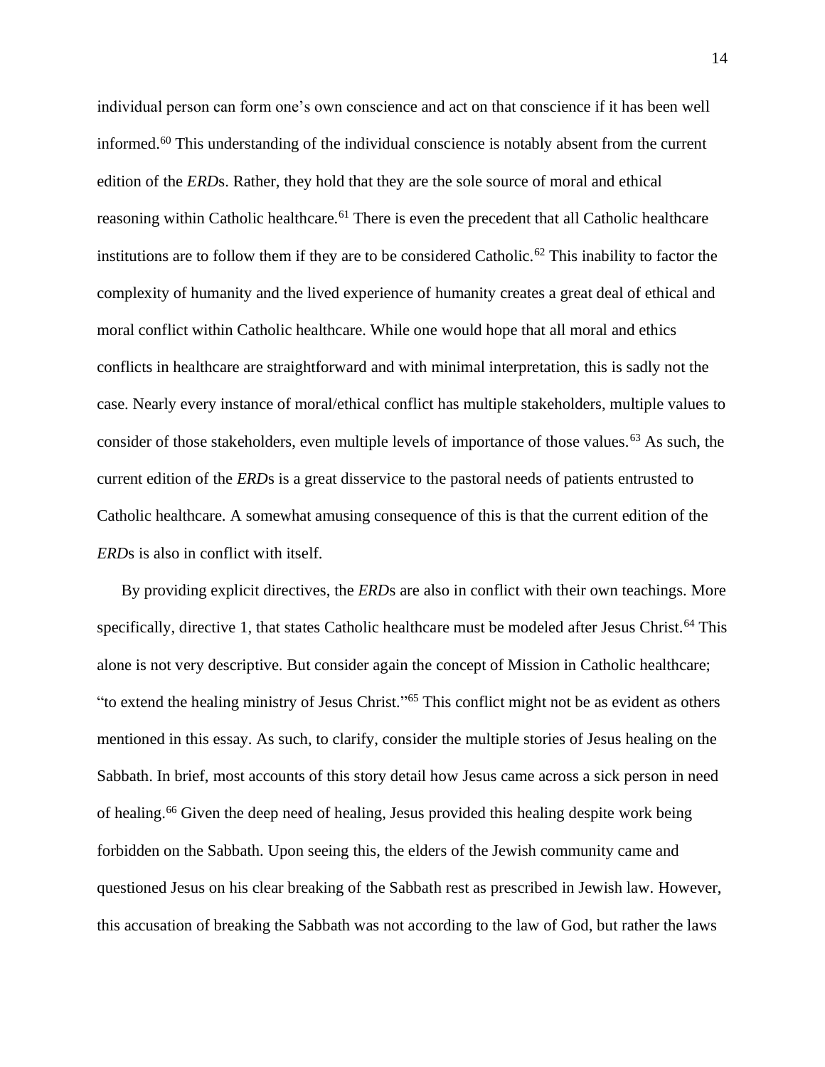individual person can form one's own conscience and act on that conscience if it has been well informed.[60] This understanding of the individual conscience is notably absent from the current edition of the *ERD*s. Rather, they hold that they are the sole source of moral and ethical reasoning within Catholic healthcare.[61] There is even the precedent that all Catholic healthcare institutions are to follow them if they are to be considered Catholic.[62] This inability to factor the complexity of humanity and the lived experience of humanity creates a great deal of ethical and moral conflict within Catholic healthcare. While one would hope that all moral and ethics conflicts in healthcare are straightforward and with minimal interpretation, this is sadly not the case. Nearly every instance of moral/ethical conflict has multiple stakeholders, multiple values to consider of those stakeholders, even multiple levels of importance of those values.[63] As such, the current edition of the *ERD*s is a great disservice to the pastoral needs of patients entrusted to Catholic healthcare. A somewhat amusing consequence of this is that the current edition of the *ERD*s is also in conflict with itself.

By providing explicit directives, the *ERD*s are also in conflict with their own teachings. More specifically, directive 1, that states Catholic healthcare must be modeled after Jesus Christ.[64] This alone is not very descriptive. But consider again the concept of Mission in Catholic healthcare; "to extend the healing ministry of Jesus Christ."[65] This conflict might not be as evident as others mentioned in this essay. As such, to clarify, consider the multiple stories of Jesus healing on the Sabbath. In brief, most accounts of this story detail how Jesus came across a sick person in need of healing.[66] Given the deep need of healing, Jesus provided this healing despite work being forbidden on the Sabbath. Upon seeing this, the elders of the Jewish community came and questioned Jesus on his clear breaking of the Sabbath rest as prescribed in Jewish law. However, this accusation of breaking the Sabbath was not according to the law of God, but rather the laws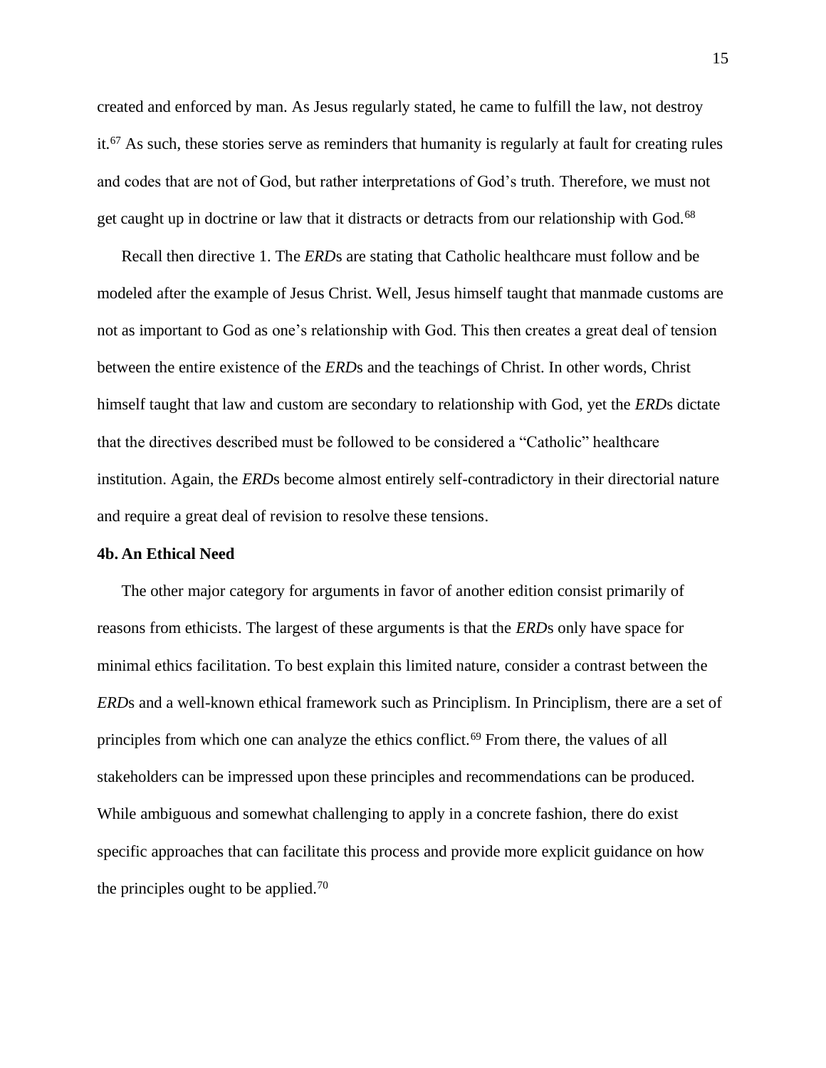created and enforced by man. As Jesus regularly stated, he came to fulfill the law, not destroy it.[67] As such, these stories serve as reminders that humanity is regularly at fault for creating rules and codes that are not of God, but rather interpretations of God's truth. Therefore, we must not get caught up in doctrine or law that it distracts or detracts from our relationship with God.[68]

Recall then directive 1. The *ERD*s are stating that Catholic healthcare must follow and be modeled after the example of Jesus Christ. Well, Jesus himself taught that manmade customs are not as important to God as one's relationship with God. This then creates a great deal of tension between the entire existence of the *ERD*s and the teachings of Christ. In other words, Christ himself taught that law and custom are secondary to relationship with God, yet the *ERD*s dictate that the directives described must be followed to be considered a "Catholic" healthcare institution. Again, the *ERD*s become almost entirely self-contradictory in their directorial nature and require a great deal of revision to resolve these tensions.

**4b. An Ethical Need**

The other major category for arguments in favor of another edition consist primarily of reasons from ethicists. The largest of these arguments is that the *ERD*s only have space for minimal ethics facilitation. To best explain this limited nature, consider a contrast between the *ERD*s and a well-known ethical framework such as Principlism. In Principlism, there are a set of principles from which one can analyze the ethics conflict.[69] From there, the values of all stakeholders can be impressed upon these principles and recommendations can be produced. While ambiguous and somewhat challenging to apply in a concrete fashion, there do exist specific approaches that can facilitate this process and provide more explicit guidance on how the principles ought to be applied.[70]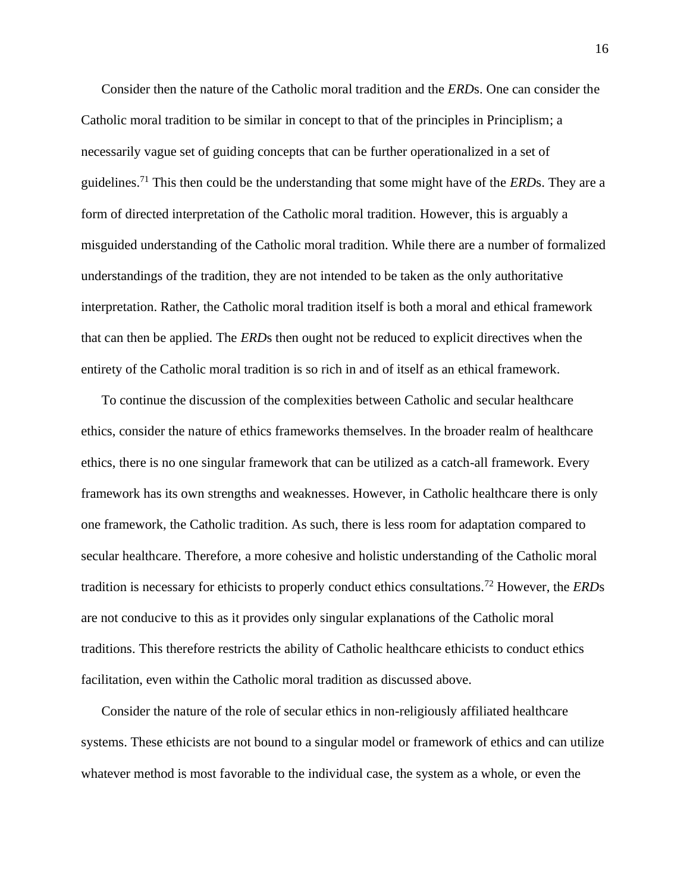Consider then the nature of the Catholic moral tradition and the *ERD*s. One can consider the Catholic moral tradition to be similar in concept to that of the principles in Principlism; a necessarily vague set of guiding concepts that can be further operationalized in a set of guidelines.[71] This then could be the understanding that some might have of the *ERD*s. They are a form of directed interpretation of the Catholic moral tradition. However, this is arguably a misguided understanding of the Catholic moral tradition. While there are a number of formalized understandings of the tradition, they are not intended to be taken as the only authoritative interpretation. Rather, the Catholic moral tradition itself is both a moral and ethical framework that can then be applied. The *ERD*s then ought not be reduced to explicit directives when the entirety of the Catholic moral tradition is so rich in and of itself as an ethical framework.

To continue the discussion of the complexities between Catholic and secular healthcare ethics, consider the nature of ethics frameworks themselves. In the broader realm of healthcare ethics, there is no one singular framework that can be utilized as a catch-all framework. Every framework has its own strengths and weaknesses. However, in Catholic healthcare there is only one framework, the Catholic tradition. As such, there is less room for adaptation compared to secular healthcare. Therefore, a more cohesive and holistic understanding of the Catholic moral tradition is necessary for ethicists to properly conduct ethics consultations.[72] However, the *ERD*s are not conducive to this as it provides only singular explanations of the Catholic moral traditions. This therefore restricts the ability of Catholic healthcare ethicists to conduct ethics facilitation, even within the Catholic moral tradition as discussed above.

Consider the nature of the role of secular ethics in non-religiously affiliated healthcare systems. These ethicists are not bound to a singular model or framework of ethics and can utilize whatever method is most favorable to the individual case, the system as a whole, or even the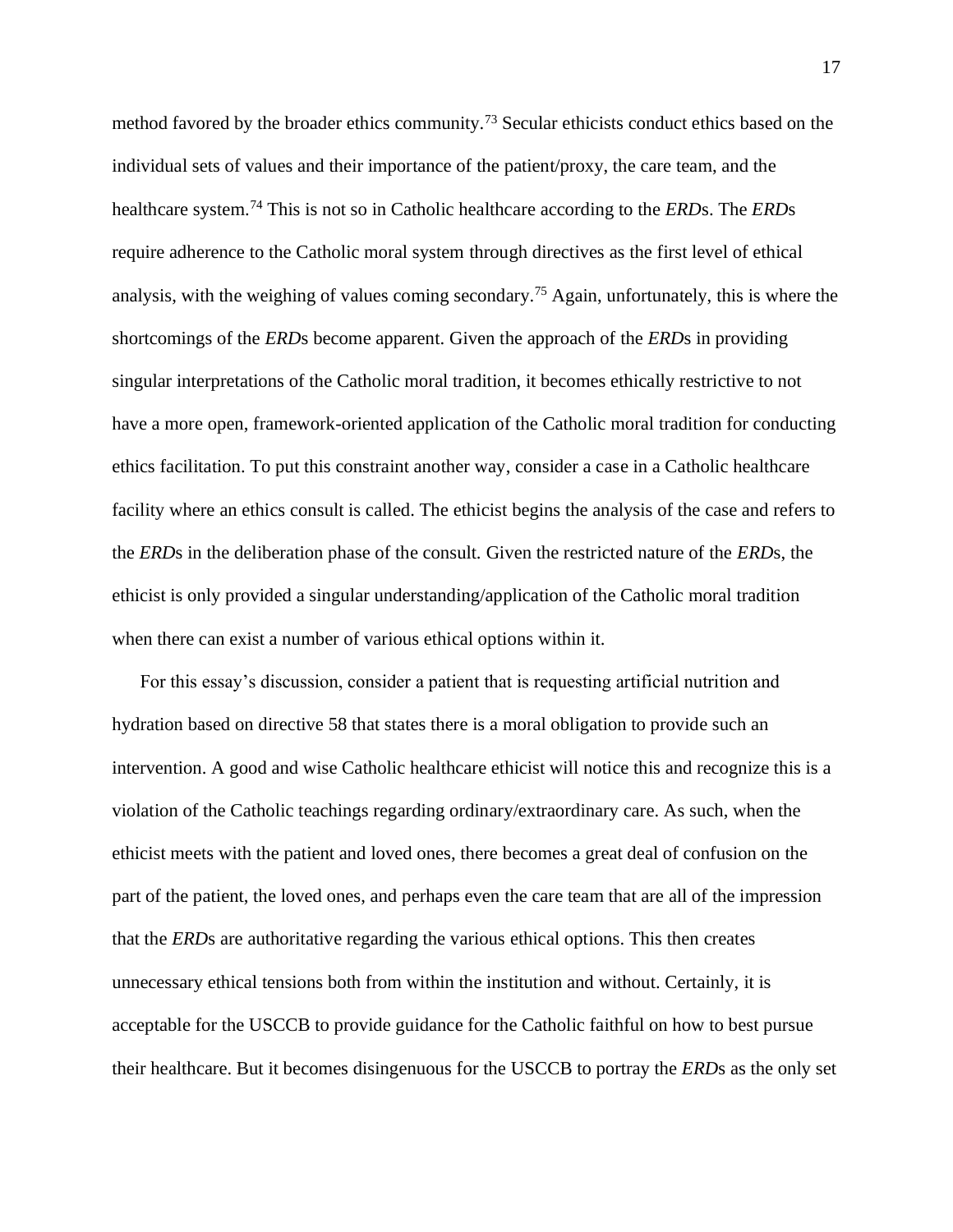method favored by the broader ethics community.[73] Secular ethicists conduct ethics based on the individual sets of values and their importance of the patient/proxy, the care team, and the healthcare system.[74] This is not so in Catholic healthcare according to the *ERD*s. The *ERD*s require adherence to the Catholic moral system through directives as the first level of ethical analysis, with the weighing of values coming secondary.[75] Again, unfortunately, this is where the shortcomings of the *ERD*s become apparent. Given the approach of the *ERD*s in providing singular interpretations of the Catholic moral tradition, it becomes ethically restrictive to not have a more open, framework-oriented application of the Catholic moral tradition for conducting ethics facilitation. To put this constraint another way, consider a case in a Catholic healthcare facility where an ethics consult is called. The ethicist begins the analysis of the case and refers to the *ERD*s in the deliberation phase of the consult. Given the restricted nature of the *ERD*s, the ethicist is only provided a singular understanding/application of the Catholic moral tradition when there can exist a number of various ethical options within it.

For this essay's discussion, consider a patient that is requesting artificial nutrition and hydration based on directive 58 that states there is a moral obligation to provide such an intervention. A good and wise Catholic healthcare ethicist will notice this and recognize this is a violation of the Catholic teachings regarding ordinary/extraordinary care. As such, when the ethicist meets with the patient and loved ones, there becomes a great deal of confusion on the part of the patient, the loved ones, and perhaps even the care team that are all of the impression that the *ERD*s are authoritative regarding the various ethical options. This then creates unnecessary ethical tensions both from within the institution and without. Certainly, it is acceptable for the USCCB to provide guidance for the Catholic faithful on how to best pursue their healthcare. But it becomes disingenuous for the USCCB to portray the *ERD*s as the only set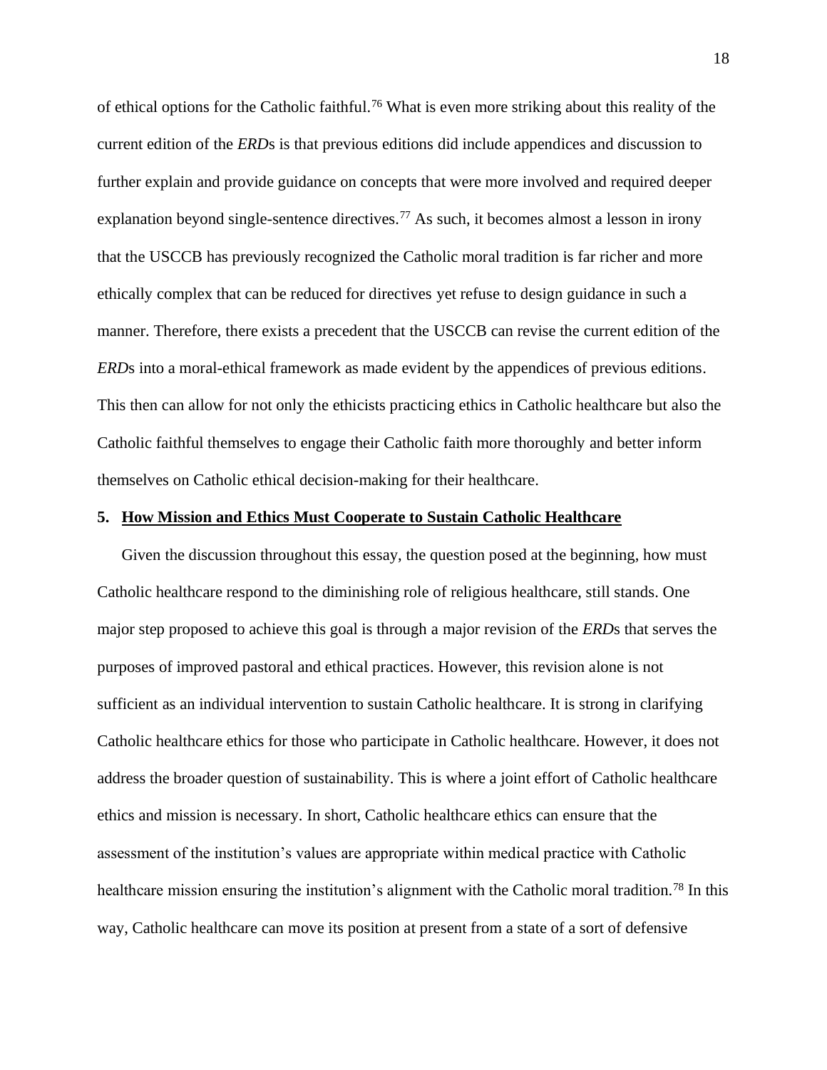of ethical options for the Catholic faithful.[76] What is even more striking about this reality of the current edition of the *ERD*s is that previous editions did include appendices and discussion to further explain and provide guidance on concepts that were more involved and required deeper explanation beyond single-sentence directives.[77] As such, it becomes almost a lesson in irony that the USCCB has previously recognized the Catholic moral tradition is far richer and more ethically complex that can be reduced for directives yet refuse to design guidance in such a manner. Therefore, there exists a precedent that the USCCB can revise the current edition of the *ERD*s into a moral-ethical framework as made evident by the appendices of previous editions. This then can allow for not only the ethicists practicing ethics in Catholic healthcare but also the Catholic faithful themselves to engage their Catholic faith more thoroughly and better inform themselves on Catholic ethical decision-making for their healthcare.

## 5. How Mission and Ethics Must Cooperate to Sustain Catholic Healthcare

Given the discussion throughout this essay, the question posed at the beginning, how must Catholic healthcare respond to the diminishing role of religious healthcare, still stands. One major step proposed to achieve this goal is through a major revision of the *ERD*s that serves the purposes of improved pastoral and ethical practices. However, this revision alone is not sufficient as an individual intervention to sustain Catholic healthcare. It is strong in clarifying Catholic healthcare ethics for those who participate in Catholic healthcare. However, it does not address the broader question of sustainability. This is where a joint effort of Catholic healthcare ethics and mission is necessary. In short, Catholic healthcare ethics can ensure that the assessment of the institution's values are appropriate within medical practice with Catholic healthcare mission ensuring the institution's alignment with the Catholic moral tradition.[78] In this way, Catholic healthcare can move its position at present from a state of a sort of defensive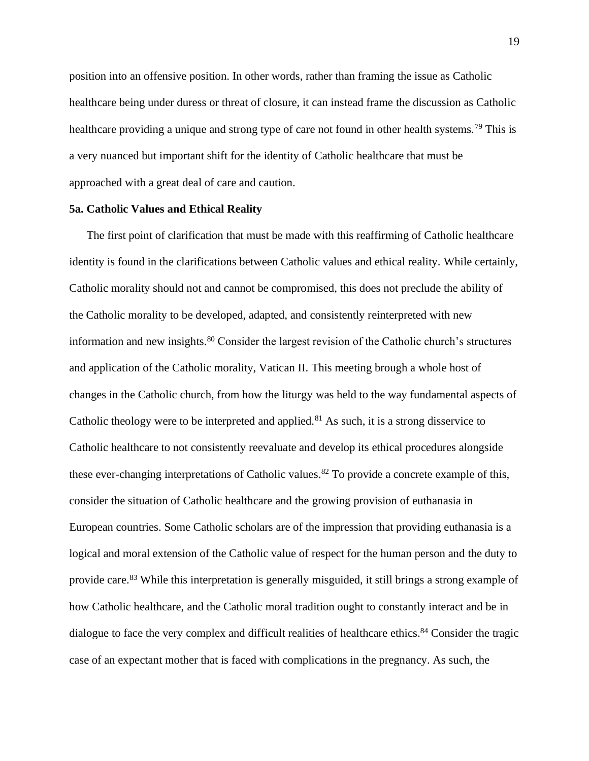position into an offensive position. In other words, rather than framing the issue as Catholic healthcare being under duress or threat of closure, it can instead frame the discussion as Catholic healthcare providing a unique and strong type of care not found in other health systems.[79] This is a very nuanced but important shift for the identity of Catholic healthcare that must be approached with a great deal of care and caution.

### 5a. Catholic Values and Ethical Reality

The first point of clarification that must be made with this reaffirming of Catholic healthcare identity is found in the clarifications between Catholic values and ethical reality. While certainly, Catholic morality should not and cannot be compromised, this does not preclude the ability of the Catholic morality to be developed, adapted, and consistently reinterpreted with new information and new insights.[80] Consider the largest revision of the Catholic church's structures and application of the Catholic morality, Vatican II. This meeting brough a whole host of changes in the Catholic church, from how the liturgy was held to the way fundamental aspects of Catholic theology were to be interpreted and applied.[81] As such, it is a strong disservice to Catholic healthcare to not consistently reevaluate and develop its ethical procedures alongside these ever-changing interpretations of Catholic values.[82] To provide a concrete example of this, consider the situation of Catholic healthcare and the growing provision of euthanasia in European countries. Some Catholic scholars are of the impression that providing euthanasia is a logical and moral extension of the Catholic value of respect for the human person and the duty to provide care.[83] While this interpretation is generally misguided, it still brings a strong example of how Catholic healthcare, and the Catholic moral tradition ought to constantly interact and be in dialogue to face the very complex and difficult realities of healthcare ethics.[84] Consider the tragic case of an expectant mother that is faced with complications in the pregnancy. As such, the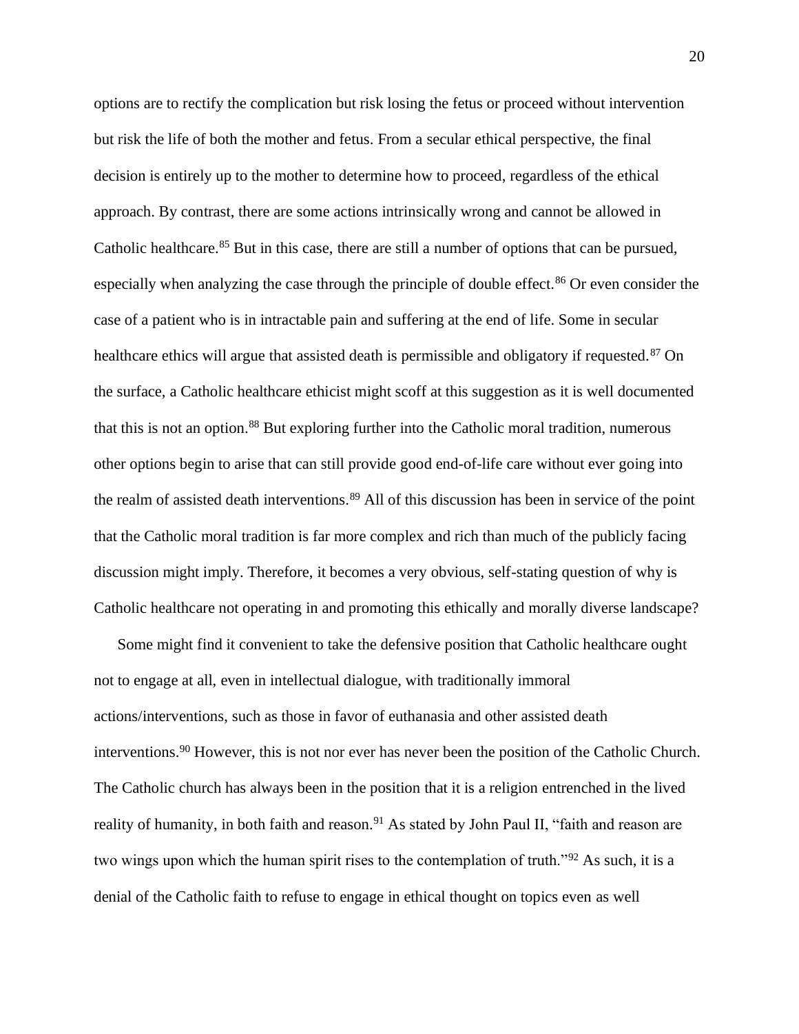options are to rectify the complication but risk losing the fetus or proceed without intervention but risk the life of both the mother and fetus. From a secular ethical perspective, the final decision is entirely up to the mother to determine how to proceed, regardless of the ethical approach. By contrast, there are some actions intrinsically wrong and cannot be allowed in Catholic healthcare.[85] But in this case, there are still a number of options that can be pursued, especially when analyzing the case through the principle of double effect.[86] Or even consider the case of a patient who is in intractable pain and suffering at the end of life. Some in secular healthcare ethics will argue that assisted death is permissible and obligatory if requested.[87] On the surface, a Catholic healthcare ethicist might scoff at this suggestion as it is well documented that this is not an option.[88] But exploring further into the Catholic moral tradition, numerous other options begin to arise that can still provide good end-of-life care without ever going into the realm of assisted death interventions.[89] All of this discussion has been in service of the point that the Catholic moral tradition is far more complex and rich than much of the publicly facing discussion might imply. Therefore, it becomes a very obvious, self-stating question of why is Catholic healthcare not operating in and promoting this ethically and morally diverse landscape?

Some might find it convenient to take the defensive position that Catholic healthcare ought not to engage at all, even in intellectual dialogue, with traditionally immoral actions/interventions, such as those in favor of euthanasia and other assisted death interventions.[90] However, this is not nor ever has never been the position of the Catholic Church. The Catholic church has always been in the position that it is a religion entrenched in the lived reality of humanity, in both faith and reason.[91] As stated by John Paul II, "faith and reason are two wings upon which the human spirit rises to the contemplation of truth."[92] As such, it is a denial of the Catholic faith to refuse to engage in ethical thought on topics even as well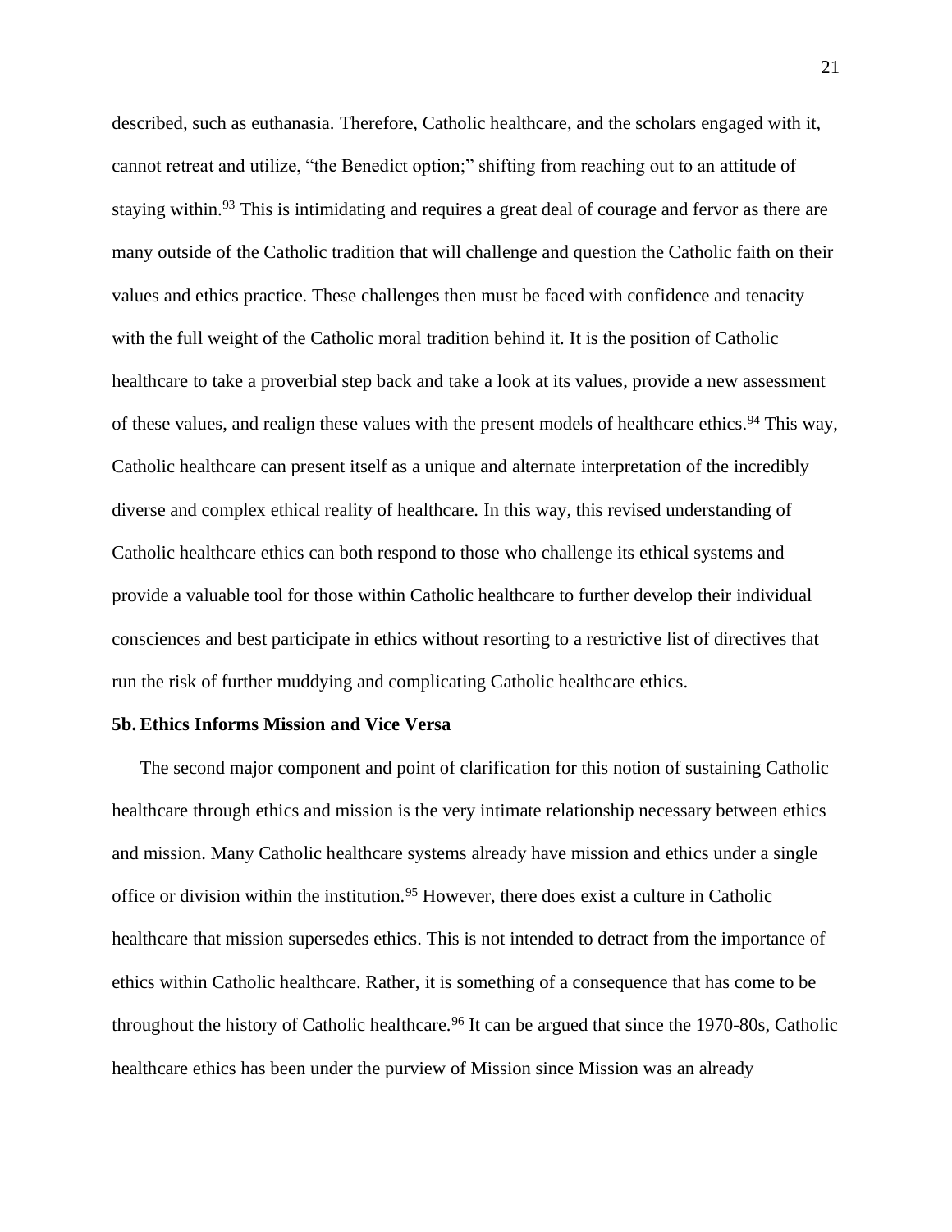described, such as euthanasia. Therefore, Catholic healthcare, and the scholars engaged with it, cannot retreat and utilize, "the Benedict option;" shifting from reaching out to an attitude of staying within.[93] This is intimidating and requires a great deal of courage and fervor as there are many outside of the Catholic tradition that will challenge and question the Catholic faith on their values and ethics practice. These challenges then must be faced with confidence and tenacity with the full weight of the Catholic moral tradition behind it. It is the position of Catholic healthcare to take a proverbial step back and take a look at its values, provide a new assessment of these values, and realign these values with the present models of healthcare ethics.[94] This way, Catholic healthcare can present itself as a unique and alternate interpretation of the incredibly diverse and complex ethical reality of healthcare. In this way, this revised understanding of Catholic healthcare ethics can both respond to those who challenge its ethical systems and provide a valuable tool for those within Catholic healthcare to further develop their individual consciences and best participate in ethics without resorting to a restrictive list of directives that run the risk of further muddying and complicating Catholic healthcare ethics.

### 5b. Ethics Informs Mission and Vice Versa

The second major component and point of clarification for this notion of sustaining Catholic healthcare through ethics and mission is the very intimate relationship necessary between ethics and mission. Many Catholic healthcare systems already have mission and ethics under a single office or division within the institution.[95] However, there does exist a culture in Catholic healthcare that mission supersedes ethics. This is not intended to detract from the importance of ethics within Catholic healthcare. Rather, it is something of a consequence that has come to be throughout the history of Catholic healthcare.[96] It can be argued that since the 1970-80s, Catholic healthcare ethics has been under the purview of Mission since Mission was an already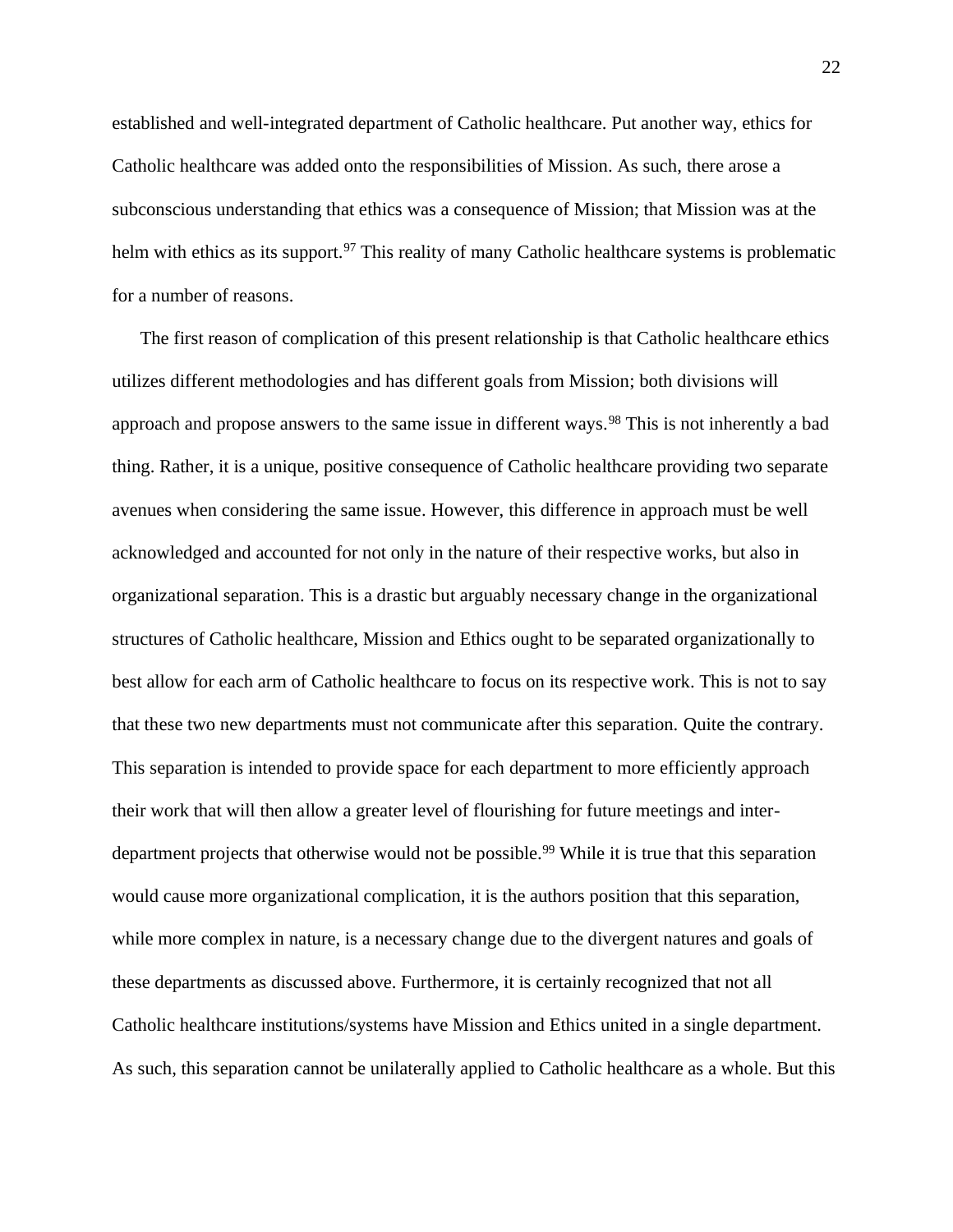established and well-integrated department of Catholic healthcare. Put another way, ethics for Catholic healthcare was added onto the responsibilities of Mission. As such, there arose a subconscious understanding that ethics was a consequence of Mission; that Mission was at the helm with ethics as its support.[97] This reality of many Catholic healthcare systems is problematic for a number of reasons.

The first reason of complication of this present relationship is that Catholic healthcare ethics utilizes different methodologies and has different goals from Mission; both divisions will approach and propose answers to the same issue in different ways.[98] This is not inherently a bad thing. Rather, it is a unique, positive consequence of Catholic healthcare providing two separate avenues when considering the same issue. However, this difference in approach must be well acknowledged and accounted for not only in the nature of their respective works, but also in organizational separation. This is a drastic but arguably necessary change in the organizational structures of Catholic healthcare, Mission and Ethics ought to be separated organizationally to best allow for each arm of Catholic healthcare to focus on its respective work. This is not to say that these two new departments must not communicate after this separation. Quite the contrary. This separation is intended to provide space for each department to more efficiently approach their work that will then allow a greater level of flourishing for future meetings and inter-department projects that otherwise would not be possible.[99] While it is true that this separation would cause more organizational complication, it is the authors position that this separation, while more complex in nature, is a necessary change due to the divergent natures and goals of these departments as discussed above. Furthermore, it is certainly recognized that not all Catholic healthcare institutions/systems have Mission and Ethics united in a single department. As such, this separation cannot be unilaterally applied to Catholic healthcare as a whole. But this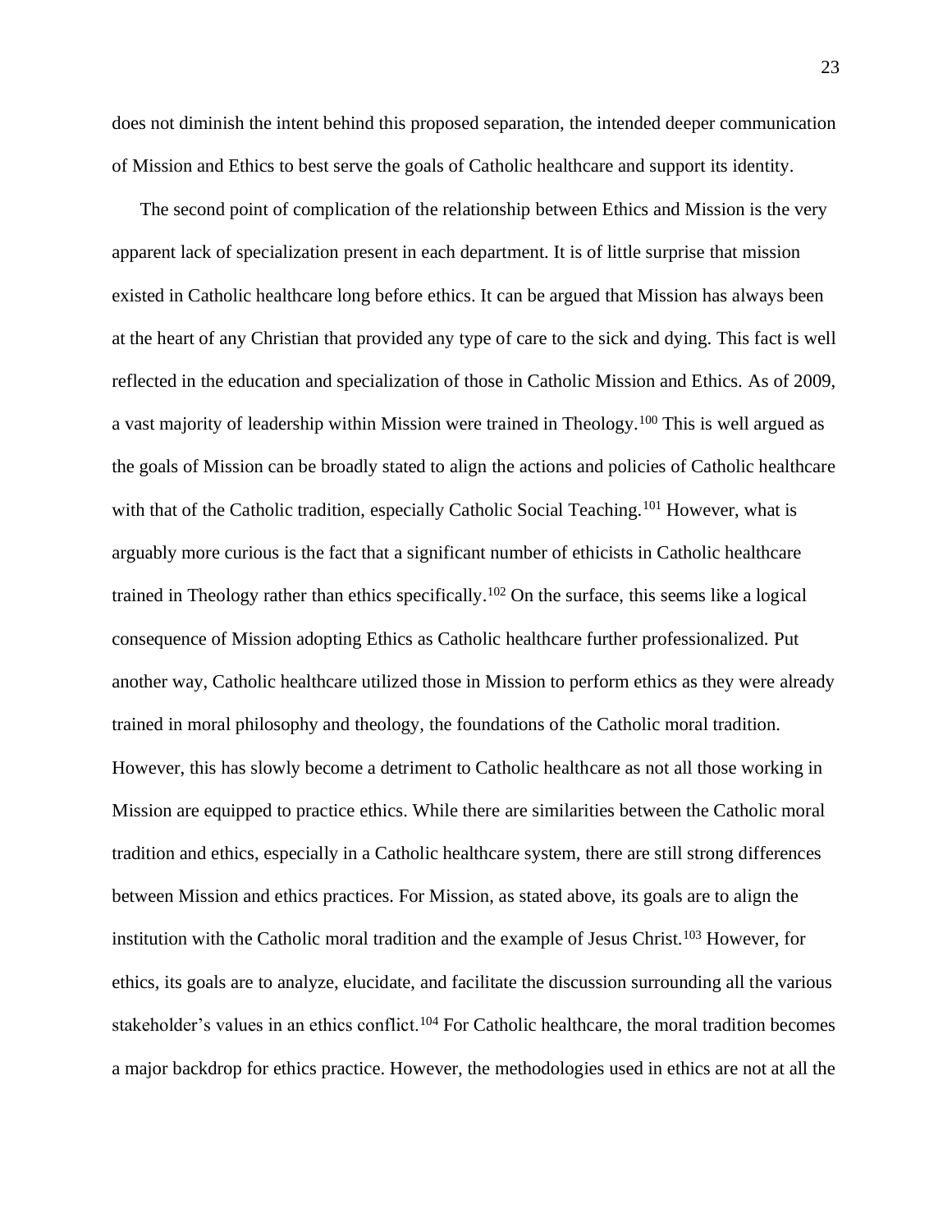does not diminish the intent behind this proposed separation, the intended deeper communication of Mission and Ethics to best serve the goals of Catholic healthcare and support its identity.

The second point of complication of the relationship between Ethics and Mission is the very apparent lack of specialization present in each department. It is of little surprise that mission existed in Catholic healthcare long before ethics. It can be argued that Mission has always been at the heart of any Christian that provided any type of care to the sick and dying. This fact is well reflected in the education and specialization of those in Catholic Mission and Ethics. As of 2009, a vast majority of leadership within Mission were trained in Theology.[100] This is well argued as the goals of Mission can be broadly stated to align the actions and policies of Catholic healthcare with that of the Catholic tradition, especially Catholic Social Teaching.[101] However, what is arguably more curious is the fact that a significant number of ethicists in Catholic healthcare trained in Theology rather than ethics specifically.[102] On the surface, this seems like a logical consequence of Mission adopting Ethics as Catholic healthcare further professionalized. Put another way, Catholic healthcare utilized those in Mission to perform ethics as they were already trained in moral philosophy and theology, the foundations of the Catholic moral tradition. However, this has slowly become a detriment to Catholic healthcare as not all those working in Mission are equipped to practice ethics. While there are similarities between the Catholic moral tradition and ethics, especially in a Catholic healthcare system, there are still strong differences between Mission and ethics practices. For Mission, as stated above, its goals are to align the institution with the Catholic moral tradition and the example of Jesus Christ.[103] However, for ethics, its goals are to analyze, elucidate, and facilitate the discussion surrounding all the various stakeholder's values in an ethics conflict.[104] For Catholic healthcare, the moral tradition becomes a major backdrop for ethics practice. However, the methodologies used in ethics are not at all the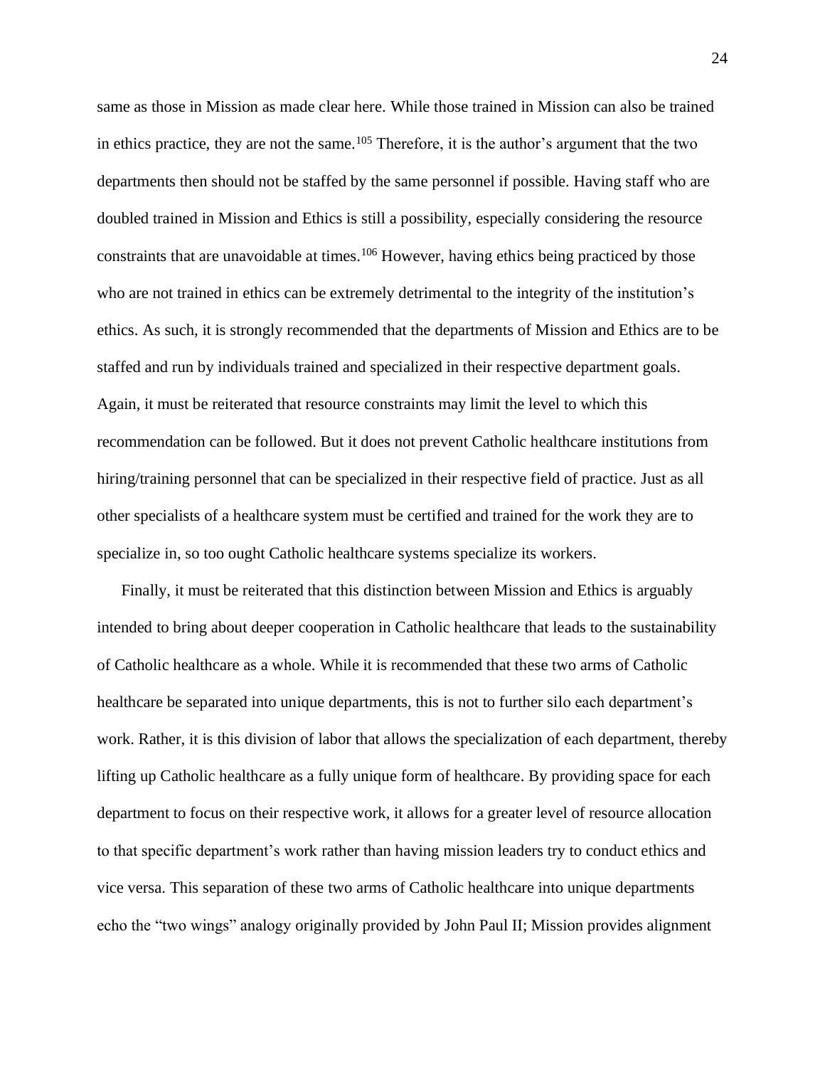same as those in Mission as made clear here. While those trained in Mission can also be trained in ethics practice, they are not the same.[105] Therefore, it is the author's argument that the two departments then should not be staffed by the same personnel if possible. Having staff who are doubled trained in Mission and Ethics is still a possibility, especially considering the resource constraints that are unavoidable at times.[106] However, having ethics being practiced by those who are not trained in ethics can be extremely detrimental to the integrity of the institution's ethics. As such, it is strongly recommended that the departments of Mission and Ethics are to be staffed and run by individuals trained and specialized in their respective department goals. Again, it must be reiterated that resource constraints may limit the level to which this recommendation can be followed. But it does not prevent Catholic healthcare institutions from hiring/training personnel that can be specialized in their respective field of practice. Just as all other specialists of a healthcare system must be certified and trained for the work they are to specialize in, so too ought Catholic healthcare systems specialize its workers.

Finally, it must be reiterated that this distinction between Mission and Ethics is arguably intended to bring about deeper cooperation in Catholic healthcare that leads to the sustainability of Catholic healthcare as a whole. While it is recommended that these two arms of Catholic healthcare be separated into unique departments, this is not to further silo each department's work. Rather, it is this division of labor that allows the specialization of each department, thereby lifting up Catholic healthcare as a fully unique form of healthcare. By providing space for each department to focus on their respective work, it allows for a greater level of resource allocation to that specific department's work rather than having mission leaders try to conduct ethics and vice versa. This separation of these two arms of Catholic healthcare into unique departments echo the "two wings" analogy originally provided by John Paul II; Mission provides alignment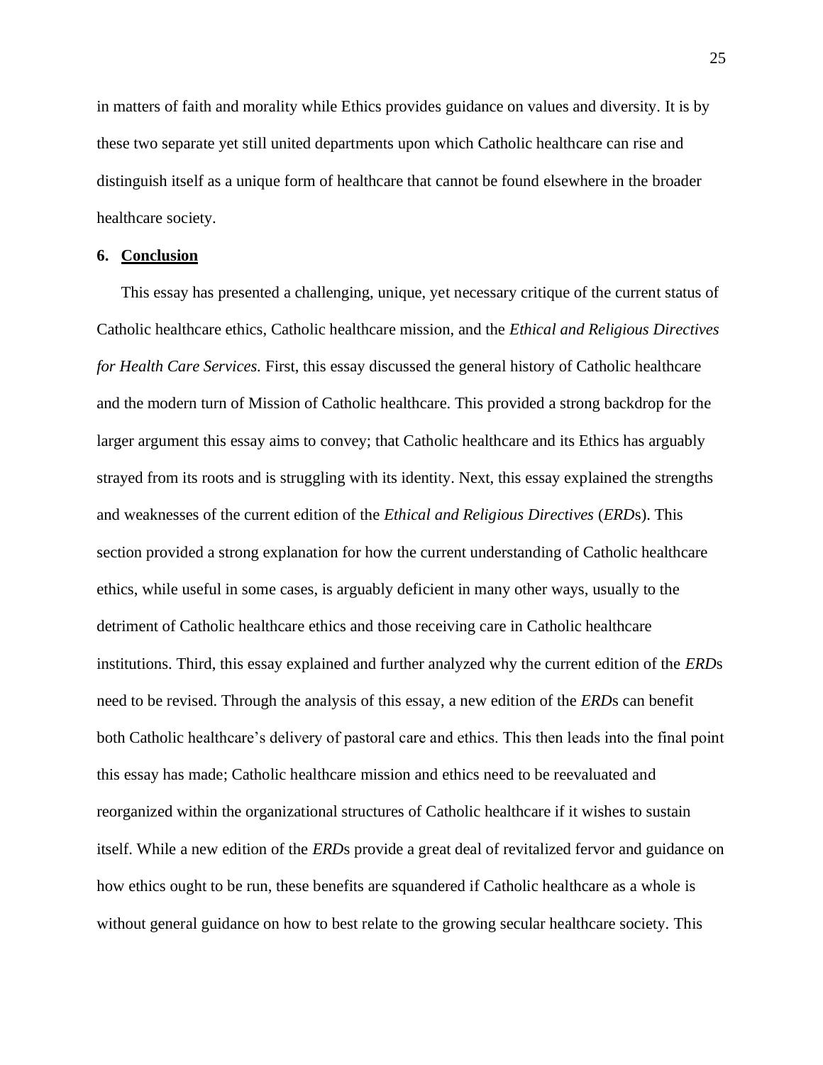in matters of faith and morality while Ethics provides guidance on values and diversity. It is by these two separate yet still united departments upon which Catholic healthcare can rise and distinguish itself as a unique form of healthcare that cannot be found elsewhere in the broader healthcare society.

## 6. Conclusion

This essay has presented a challenging, unique, yet necessary critique of the current status of Catholic healthcare ethics, Catholic healthcare mission, and the *Ethical and Religious Directives for Health Care Services.* First, this essay discussed the general history of Catholic healthcare and the modern turn of Mission of Catholic healthcare. This provided a strong backdrop for the larger argument this essay aims to convey; that Catholic healthcare and its Ethics has arguably strayed from its roots and is struggling with its identity. Next, this essay explained the strengths and weaknesses of the current edition of the *Ethical and Religious Directives* (*ERD*s). This section provided a strong explanation for how the current understanding of Catholic healthcare ethics, while useful in some cases, is arguably deficient in many other ways, usually to the detriment of Catholic healthcare ethics and those receiving care in Catholic healthcare institutions. Third, this essay explained and further analyzed why the current edition of the *ERD*s need to be revised. Through the analysis of this essay, a new edition of the *ERD*s can benefit both Catholic healthcare's delivery of pastoral care and ethics. This then leads into the final point this essay has made; Catholic healthcare mission and ethics need to be reevaluated and reorganized within the organizational structures of Catholic healthcare if it wishes to sustain itself. While a new edition of the *ERD*s provide a great deal of revitalized fervor and guidance on how ethics ought to be run, these benefits are squandered if Catholic healthcare as a whole is without general guidance on how to best relate to the growing secular healthcare society. This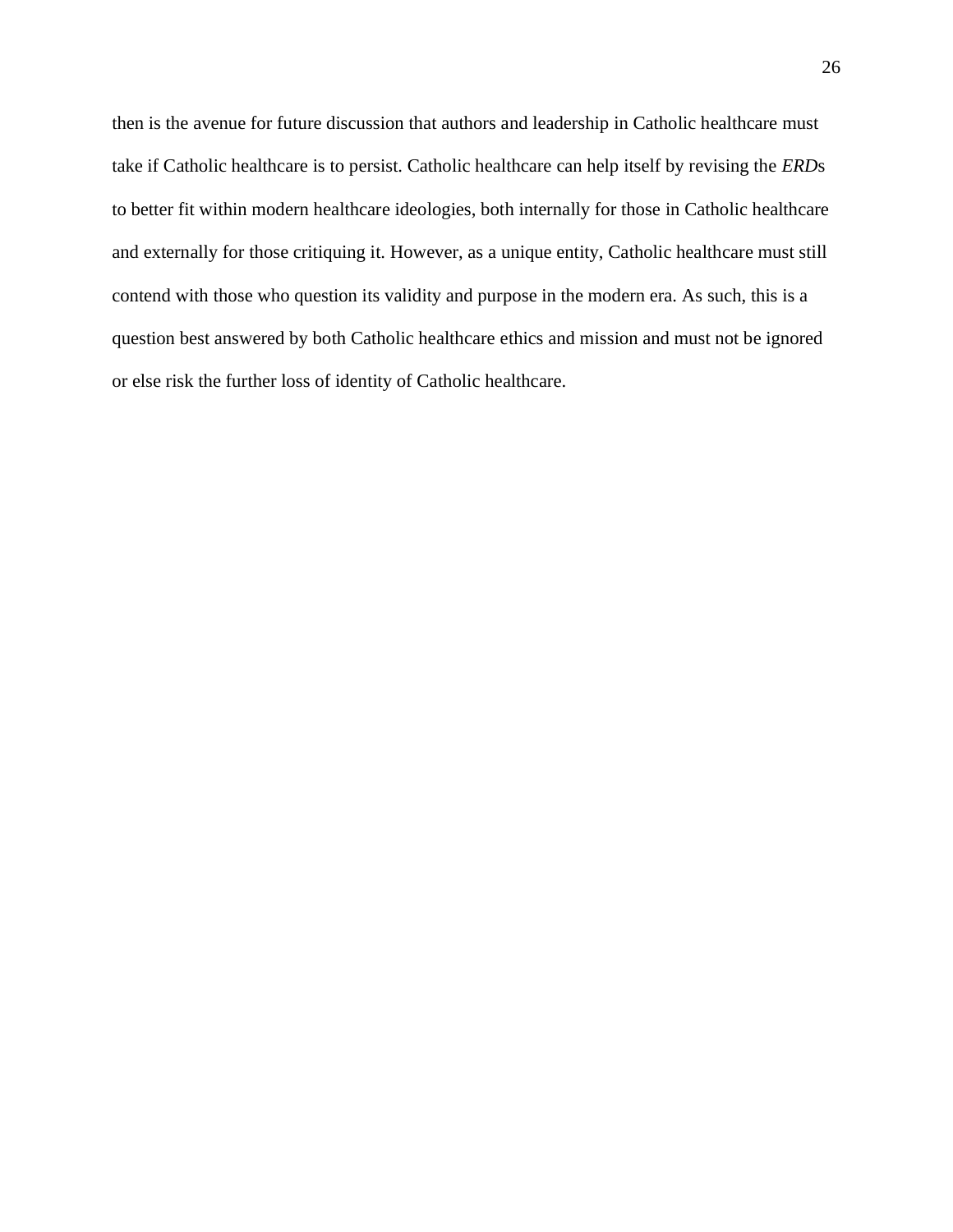then is the avenue for future discussion that authors and leadership in Catholic healthcare must take if Catholic healthcare is to persist. Catholic healthcare can help itself by revising the *ERD*s to better fit within modern healthcare ideologies, both internally for those in Catholic healthcare and externally for those critiquing it. However, as a unique entity, Catholic healthcare must still contend with those who question its validity and purpose in the modern era. As such, this is a question best answered by both Catholic healthcare ethics and mission and must not be ignored or else risk the further loss of identity of Catholic healthcare.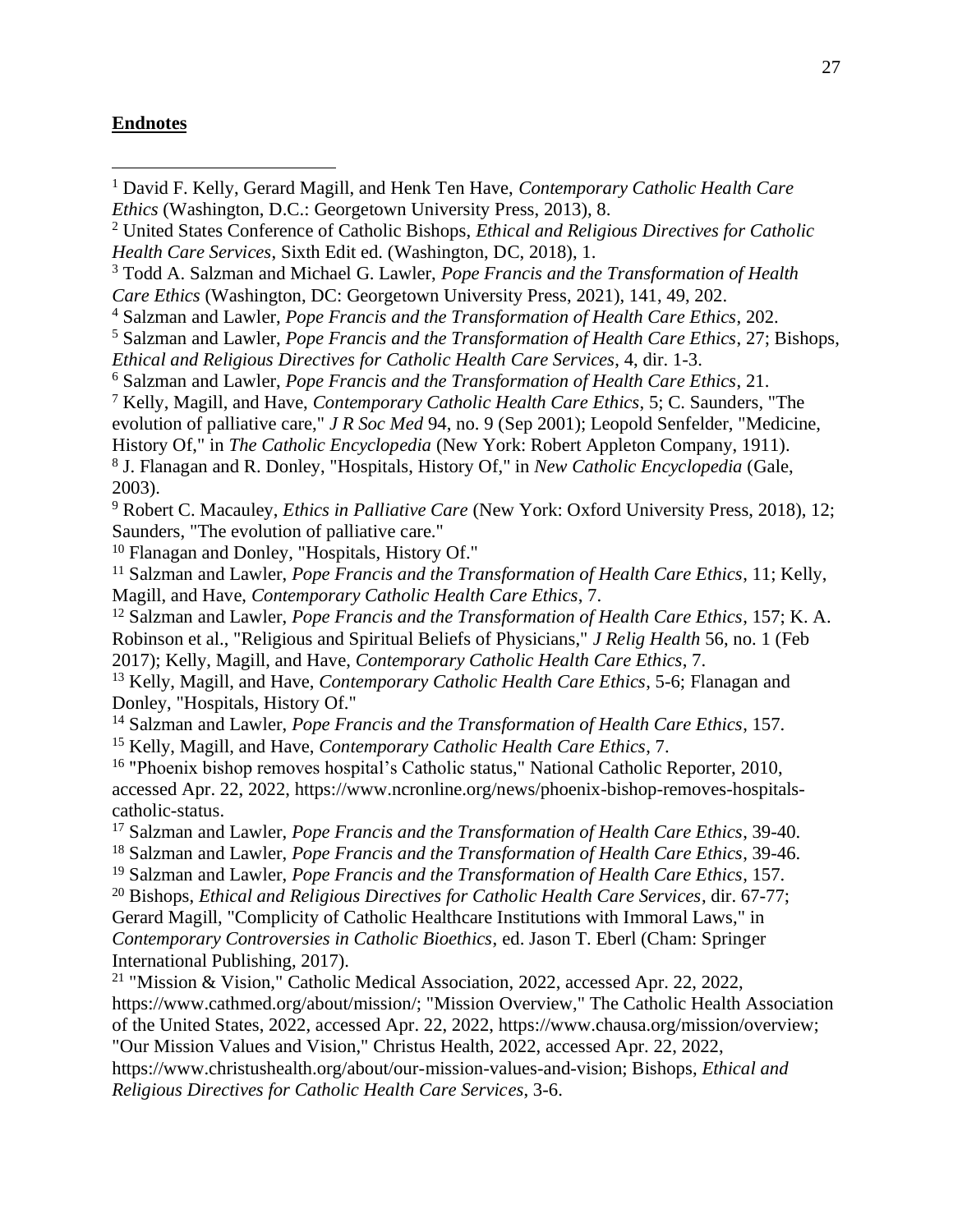**Endnotes**

[1] David F. Kelly, Gerard Magill, and Henk Ten Have, *Contemporary Catholic Health Care Ethics* (Washington, D.C.: Georgetown University Press, 2013), 8.

[2] United States Conference of Catholic Bishops, *Ethical and Religious Directives for Catholic Health Care Services*, Sixth Edit ed. (Washington, DC, 2018), 1.

[3] Todd A. Salzman and Michael G. Lawler, *Pope Francis and the Transformation of Health Care Ethics* (Washington, DC: Georgetown University Press, 2021), 141, 49, 202.

[4] Salzman and Lawler, *Pope Francis and the Transformation of Health Care Ethics*, 202.

[5] Salzman and Lawler, *Pope Francis and the Transformation of Health Care Ethics*, 27; Bishops, *Ethical and Religious Directives for Catholic Health Care Services*, 4, dir. 1-3.

[6] Salzman and Lawler, *Pope Francis and the Transformation of Health Care Ethics*, 21.

[7] Kelly, Magill, and Have, *Contemporary Catholic Health Care Ethics*, 5; C. Saunders, "The evolution of palliative care," *J R Soc Med* 94, no. 9 (Sep 2001); Leopold Senfelder, "Medicine, History Of," in *The Catholic Encyclopedia* (New York: Robert Appleton Company, 1911).

[8] J. Flanagan and R. Donley, "Hospitals, History Of," in *New Catholic Encyclopedia* (Gale, 2003).

[9] Robert C. Macauley, *Ethics in Palliative Care* (New York: Oxford University Press, 2018), 12; Saunders, "The evolution of palliative care."

[10] Flanagan and Donley, "Hospitals, History Of."

[11] Salzman and Lawler, *Pope Francis and the Transformation of Health Care Ethics*, 11; Kelly, Magill, and Have, *Contemporary Catholic Health Care Ethics*, 7.

[12] Salzman and Lawler, *Pope Francis and the Transformation of Health Care Ethics*, 157; K. A. Robinson et al., "Religious and Spiritual Beliefs of Physicians," *J Relig Health* 56, no. 1 (Feb 2017); Kelly, Magill, and Have, *Contemporary Catholic Health Care Ethics*, 7.

[13] Kelly, Magill, and Have, *Contemporary Catholic Health Care Ethics*, 5-6; Flanagan and Donley, "Hospitals, History Of."

[14] Salzman and Lawler, *Pope Francis and the Transformation of Health Care Ethics*, 157.

[15] Kelly, Magill, and Have, *Contemporary Catholic Health Care Ethics*, 7.

[16] "Phoenix bishop removes hospital's Catholic status," National Catholic Reporter, 2010, accessed Apr. 22, 2022, https://www.ncronline.org/news/phoenix-bishop-removes-hospitals-catholic-status.

[17] Salzman and Lawler, *Pope Francis and the Transformation of Health Care Ethics*, 39-40.

[18] Salzman and Lawler, *Pope Francis and the Transformation of Health Care Ethics*, 39-46.

[19] Salzman and Lawler, *Pope Francis and the Transformation of Health Care Ethics*, 157.

[20] Bishops, *Ethical and Religious Directives for Catholic Health Care Services*, dir. 67-77; Gerard Magill, "Complicity of Catholic Healthcare Institutions with Immoral Laws," in *Contemporary Controversies in Catholic Bioethics*, ed. Jason T. Eberl (Cham: Springer International Publishing, 2017).

[21] "Mission & Vision," Catholic Medical Association, 2022, accessed Apr. 22, 2022, https://www.cathmed.org/about/mission/; "Mission Overview," The Catholic Health Association of the United States, 2022, accessed Apr. 22, 2022, https://www.chausa.org/mission/overview; "Our Mission Values and Vision," Christus Health, 2022, accessed Apr. 22, 2022, https://www.christushealth.org/about/our-mission-values-and-vision; Bishops, *Ethical and Religious Directives for Catholic Health Care Services*, 3-6.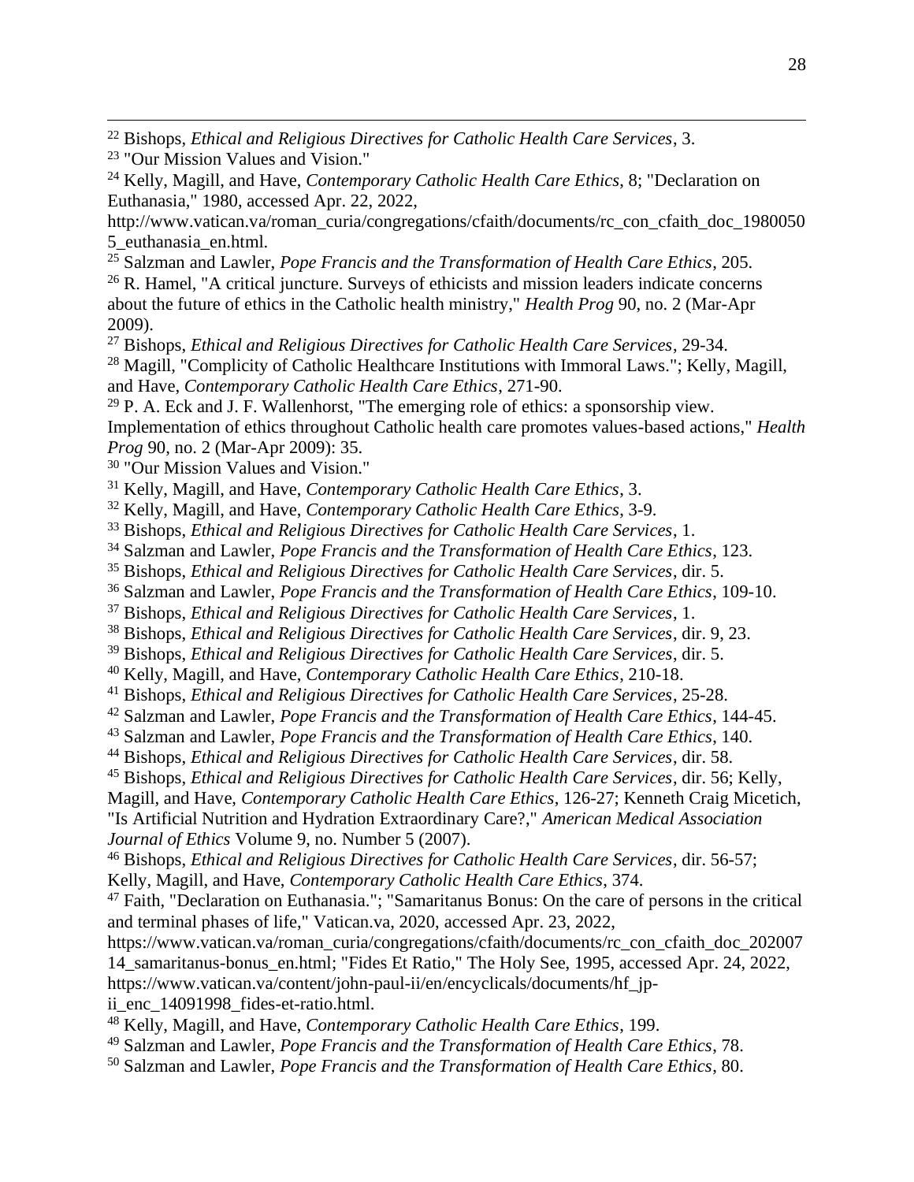[22] Bishops, *Ethical and Religious Directives for Catholic Health Care Services*, 3.

[23] "Our Mission Values and Vision."

[24] Kelly, Magill, and Have, *Contemporary Catholic Health Care Ethics*, 8; "Declaration on Euthanasia," 1980, accessed Apr. 22, 2022, http://www.vatican.va/roman_curia/congregations/cfaith/documents/rc_con_cfaith_doc_19800505_euthanasia_en.html.

[25] Salzman and Lawler, *Pope Francis and the Transformation of Health Care Ethics*, 205.

[26] R. Hamel, "A critical juncture. Surveys of ethicists and mission leaders indicate concerns about the future of ethics in the Catholic health ministry," *Health Prog* 90, no. 2 (Mar-Apr 2009).

[27] Bishops, *Ethical and Religious Directives for Catholic Health Care Services*, 29-34.

[28] Magill, "Complicity of Catholic Healthcare Institutions with Immoral Laws."; Kelly, Magill, and Have, *Contemporary Catholic Health Care Ethics*, 271-90.

[29] P. A. Eck and J. F. Wallenhorst, "The emerging role of ethics: a sponsorship view. Implementation of ethics throughout Catholic health care promotes values-based actions," *Health Prog* 90, no. 2 (Mar-Apr 2009): 35.

[30] "Our Mission Values and Vision."

[31] Kelly, Magill, and Have, *Contemporary Catholic Health Care Ethics*, 3.

[32] Kelly, Magill, and Have, *Contemporary Catholic Health Care Ethics*, 3-9.

[33] Bishops, *Ethical and Religious Directives for Catholic Health Care Services*, 1.

[34] Salzman and Lawler, *Pope Francis and the Transformation of Health Care Ethics*, 123.

[35] Bishops, *Ethical and Religious Directives for Catholic Health Care Services*, dir. 5.

[36] Salzman and Lawler, *Pope Francis and the Transformation of Health Care Ethics*, 109-10.

[37] Bishops, *Ethical and Religious Directives for Catholic Health Care Services*, 1.

[38] Bishops, *Ethical and Religious Directives for Catholic Health Care Services*, dir. 9, 23.

[39] Bishops, *Ethical and Religious Directives for Catholic Health Care Services*, dir. 5.

[40] Kelly, Magill, and Have, *Contemporary Catholic Health Care Ethics*, 210-18.

[41] Bishops, *Ethical and Religious Directives for Catholic Health Care Services*, 25-28.

[42] Salzman and Lawler, *Pope Francis and the Transformation of Health Care Ethics*, 144-45.

[43] Salzman and Lawler, *Pope Francis and the Transformation of Health Care Ethics*, 140.

[44] Bishops, *Ethical and Religious Directives for Catholic Health Care Services*, dir. 58.

[45] Bishops, *Ethical and Religious Directives for Catholic Health Care Services*, dir. 56; Kelly, Magill, and Have, *Contemporary Catholic Health Care Ethics*, 126-27; Kenneth Craig Micetich, "Is Artificial Nutrition and Hydration Extraordinary Care?," *American Medical Association Journal of Ethics* Volume 9, no. Number 5 (2007).

[46] Bishops, *Ethical and Religious Directives for Catholic Health Care Services*, dir. 56-57; Kelly, Magill, and Have, *Contemporary Catholic Health Care Ethics*, 374.

[47] Faith, "Declaration on Euthanasia."; "Samaritanus Bonus: On the care of persons in the critical and terminal phases of life," Vatican.va, 2020, accessed Apr. 23, 2022, https://www.vatican.va/roman_curia/congregations/cfaith/documents/rc_con_cfaith_doc_20200714_samaritanus-bonus_en.html; "Fides Et Ratio," The Holy See, 1995, accessed Apr. 24, 2022, https://www.vatican.va/content/john-paul-ii/en/encyclicals/documents/hf_jp-ii_enc_14091998_fides-et-ratio.html.

[48] Kelly, Magill, and Have, *Contemporary Catholic Health Care Ethics*, 199.

[49] Salzman and Lawler, *Pope Francis and the Transformation of Health Care Ethics*, 78.

[50] Salzman and Lawler, *Pope Francis and the Transformation of Health Care Ethics*, 80.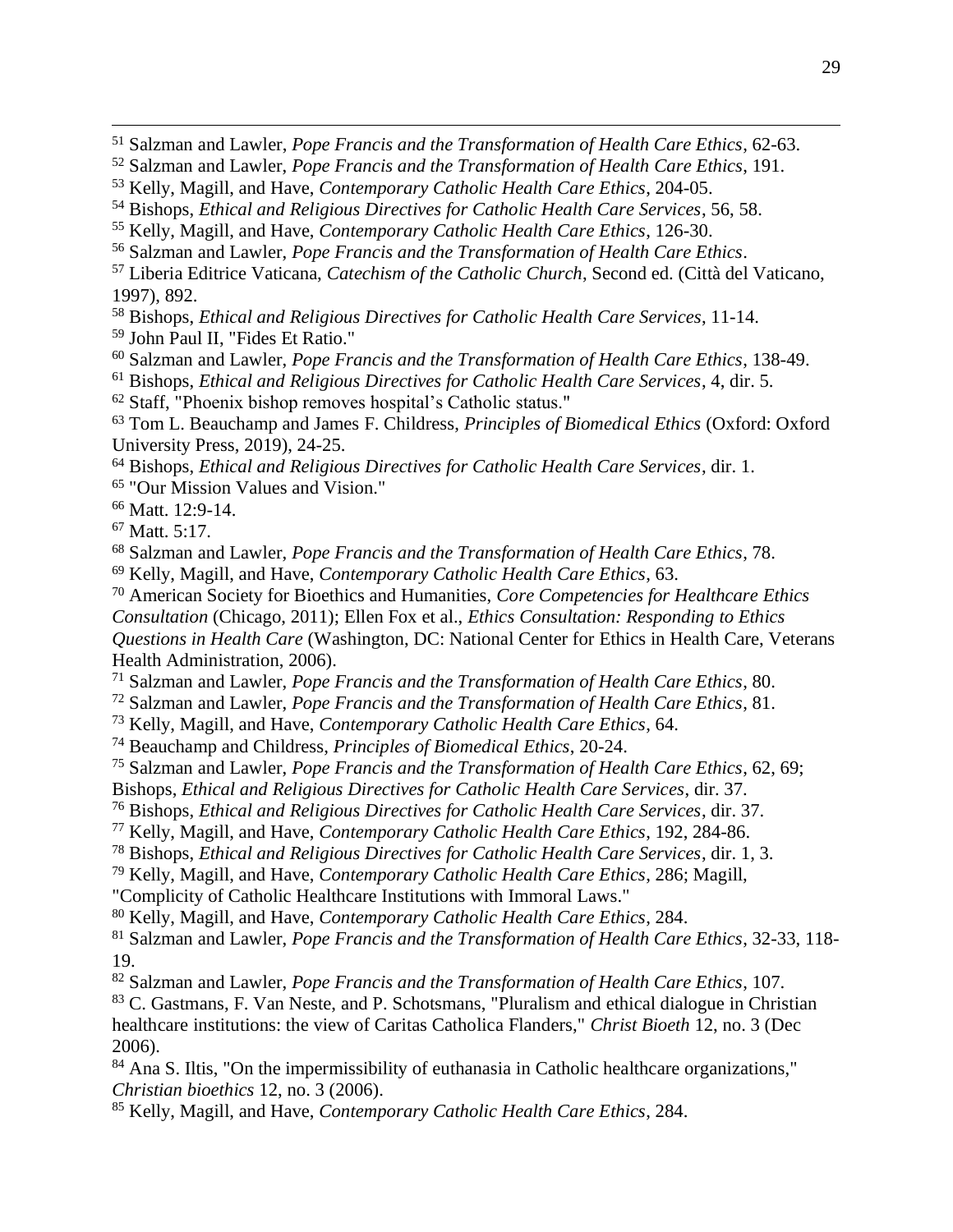[51] Salzman and Lawler, *Pope Francis and the Transformation of Health Care Ethics*, 62-63.

[52] Salzman and Lawler, *Pope Francis and the Transformation of Health Care Ethics*, 191.

[53] Kelly, Magill, and Have, *Contemporary Catholic Health Care Ethics*, 204-05.

[54] Bishops, *Ethical and Religious Directives for Catholic Health Care Services*, 56, 58.

[55] Kelly, Magill, and Have, *Contemporary Catholic Health Care Ethics*, 126-30.

[56] Salzman and Lawler, *Pope Francis and the Transformation of Health Care Ethics*.

[57] Liberia Editrice Vaticana, *Catechism of the Catholic Church*, Second ed. (Città del Vaticano, 1997), 892.

[58] Bishops, *Ethical and Religious Directives for Catholic Health Care Services*, 11-14.

[59] John Paul II, "Fides Et Ratio."

[60] Salzman and Lawler, *Pope Francis and the Transformation of Health Care Ethics*, 138-49.

[61] Bishops, *Ethical and Religious Directives for Catholic Health Care Services*, 4, dir. 5.

[62] Staff, "Phoenix bishop removes hospital's Catholic status."

[63] Tom L. Beauchamp and James F. Childress, *Principles of Biomedical Ethics* (Oxford: Oxford University Press, 2019), 24-25.

[64] Bishops, *Ethical and Religious Directives for Catholic Health Care Services*, dir. 1.

[65] "Our Mission Values and Vision."

[66] Matt. 12:9-14.

[67] Matt. 5:17.

[68] Salzman and Lawler, *Pope Francis and the Transformation of Health Care Ethics*, 78.

[69] Kelly, Magill, and Have, *Contemporary Catholic Health Care Ethics*, 63.

[70] American Society for Bioethics and Humanities, *Core Competencies for Healthcare Ethics Consultation* (Chicago, 2011); Ellen Fox et al., *Ethics Consultation: Responding to Ethics Questions in Health Care* (Washington, DC: National Center for Ethics in Health Care, Veterans Health Administration, 2006).

[71] Salzman and Lawler, *Pope Francis and the Transformation of Health Care Ethics*, 80.

[72] Salzman and Lawler, *Pope Francis and the Transformation of Health Care Ethics*, 81.

[73] Kelly, Magill, and Have, *Contemporary Catholic Health Care Ethics*, 64.

[74] Beauchamp and Childress, *Principles of Biomedical Ethics*, 20-24.

[75] Salzman and Lawler, *Pope Francis and the Transformation of Health Care Ethics*, 62, 69; Bishops, *Ethical and Religious Directives for Catholic Health Care Services*, dir. 37.

[76] Bishops, *Ethical and Religious Directives for Catholic Health Care Services*, dir. 37.

[77] Kelly, Magill, and Have, *Contemporary Catholic Health Care Ethics*, 192, 284-86.

[78] Bishops, *Ethical and Religious Directives for Catholic Health Care Services*, dir. 1, 3.

[79] Kelly, Magill, and Have, *Contemporary Catholic Health Care Ethics*, 286; Magill, "Complicity of Catholic Healthcare Institutions with Immoral Laws."

[80] Kelly, Magill, and Have, *Contemporary Catholic Health Care Ethics*, 284.

[81] Salzman and Lawler, *Pope Francis and the Transformation of Health Care Ethics*, 32-33, 118-19.

[82] Salzman and Lawler, *Pope Francis and the Transformation of Health Care Ethics*, 107.

[83] C. Gastmans, F. Van Neste, and P. Schotsmans, "Pluralism and ethical dialogue in Christian healthcare institutions: the view of Caritas Catholica Flanders," *Christ Bioeth* 12, no. 3 (Dec 2006).

[84] Ana S. Iltis, "On the impermissibility of euthanasia in Catholic healthcare organizations," *Christian bioethics* 12, no. 3 (2006).

[85] Kelly, Magill, and Have, *Contemporary Catholic Health Care Ethics*, 284.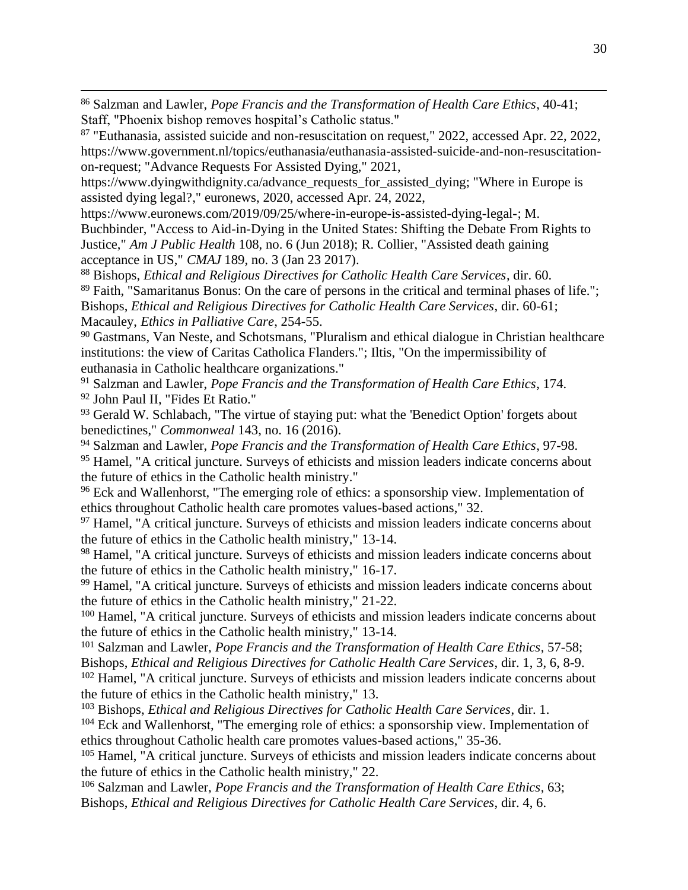[86] Salzman and Lawler, *Pope Francis and the Transformation of Health Care Ethics*, 40-41; Staff, "Phoenix bishop removes hospital's Catholic status."

[87] "Euthanasia, assisted suicide and non-resuscitation on request," 2022, accessed Apr. 22, 2022, https://www.government.nl/topics/euthanasia/euthanasia-assisted-suicide-and-non-resuscitation-on-request; "Advance Requests For Assisted Dying," 2021, https://www.dyingwithdignity.ca/advance_requests_for_assisted_dying; "Where in Europe is assisted dying legal?," euronews, 2020, accessed Apr. 24, 2022, https://www.euronews.com/2019/09/25/where-in-europe-is-assisted-dying-legal-; M. Buchbinder, "Access to Aid-in-Dying in the United States: Shifting the Debate From Rights to Justice," *Am J Public Health* 108, no. 6 (Jun 2018); R. Collier, "Assisted death gaining acceptance in US," *CMAJ* 189, no. 3 (Jan 23 2017).

[88] Bishops, *Ethical and Religious Directives for Catholic Health Care Services*, dir. 60.

[89] Faith, "Samaritanus Bonus: On the care of persons in the critical and terminal phases of life."; Bishops, *Ethical and Religious Directives for Catholic Health Care Services*, dir. 60-61; Macauley, *Ethics in Palliative Care*, 254-55.

[90] Gastmans, Van Neste, and Schotsmans, "Pluralism and ethical dialogue in Christian healthcare institutions: the view of Caritas Catholica Flanders."; Iltis, "On the impermissibility of euthanasia in Catholic healthcare organizations."

[91] Salzman and Lawler, *Pope Francis and the Transformation of Health Care Ethics*, 174.

[92] John Paul II, "Fides Et Ratio."

[93] Gerald W. Schlabach, "The virtue of staying put: what the 'Benedict Option' forgets about benedictines," *Commonweal* 143, no. 16 (2016).

[94] Salzman and Lawler, *Pope Francis and the Transformation of Health Care Ethics*, 97-98.

[95] Hamel, "A critical juncture. Surveys of ethicists and mission leaders indicate concerns about the future of ethics in the Catholic health ministry."

[96] Eck and Wallenhorst, "The emerging role of ethics: a sponsorship view. Implementation of ethics throughout Catholic health care promotes values-based actions," 32.

[97] Hamel, "A critical juncture. Surveys of ethicists and mission leaders indicate concerns about the future of ethics in the Catholic health ministry," 13-14.

[98] Hamel, "A critical juncture. Surveys of ethicists and mission leaders indicate concerns about the future of ethics in the Catholic health ministry," 16-17.

[99] Hamel, "A critical juncture. Surveys of ethicists and mission leaders indicate concerns about the future of ethics in the Catholic health ministry," 21-22.

[100] Hamel, "A critical juncture. Surveys of ethicists and mission leaders indicate concerns about the future of ethics in the Catholic health ministry," 13-14.

[101] Salzman and Lawler, *Pope Francis and the Transformation of Health Care Ethics*, 57-58; Bishops, *Ethical and Religious Directives for Catholic Health Care Services*, dir. 1, 3, 6, 8-9.

[102] Hamel, "A critical juncture. Surveys of ethicists and mission leaders indicate concerns about the future of ethics in the Catholic health ministry," 13.

[103] Bishops, *Ethical and Religious Directives for Catholic Health Care Services*, dir. 1.

[104] Eck and Wallenhorst, "The emerging role of ethics: a sponsorship view. Implementation of ethics throughout Catholic health care promotes values-based actions," 35-36.

[105] Hamel, "A critical juncture. Surveys of ethicists and mission leaders indicate concerns about the future of ethics in the Catholic health ministry," 22.

[106] Salzman and Lawler, *Pope Francis and the Transformation of Health Care Ethics*, 63; Bishops, *Ethical and Religious Directives for Catholic Health Care Services*, dir. 4, 6.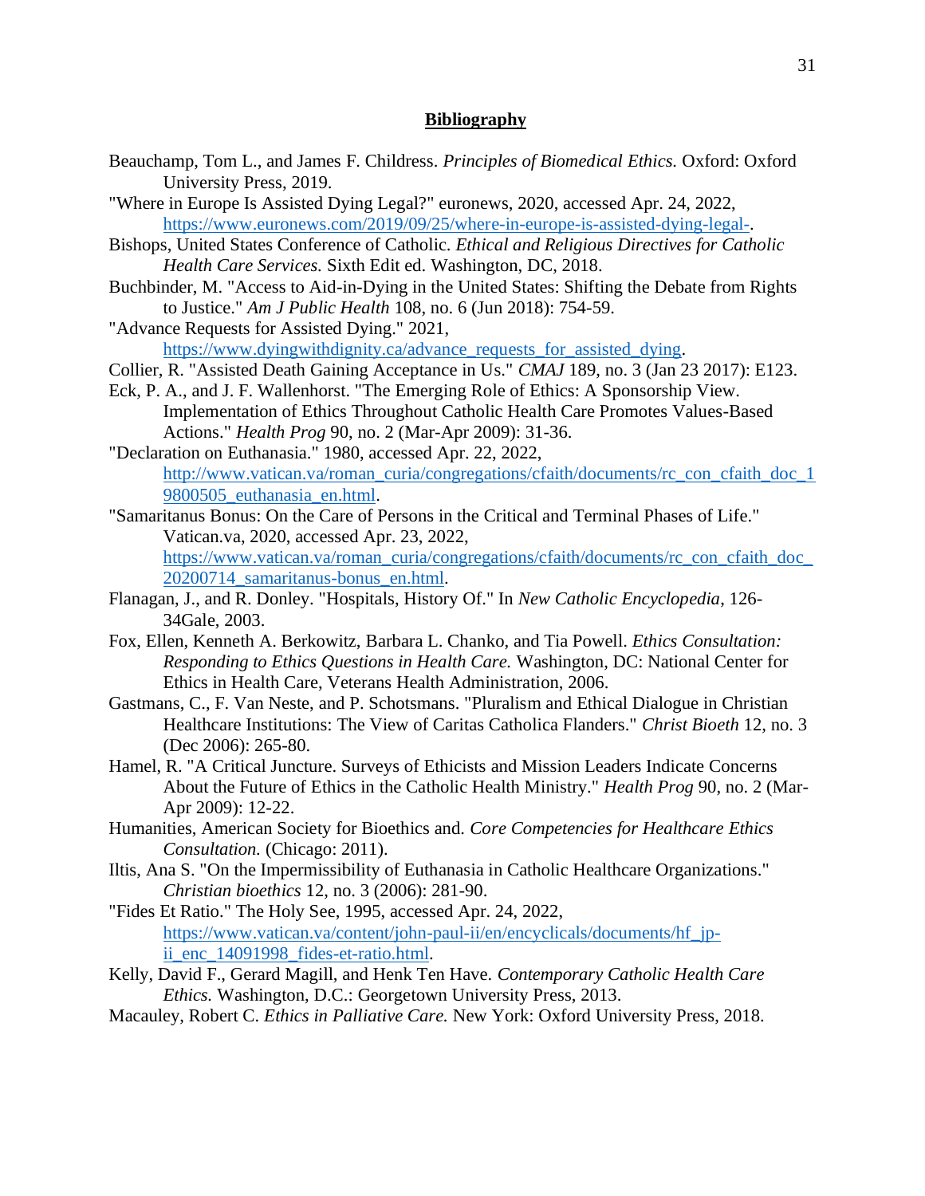## Bibliography

Beauchamp, Tom L., and James F. Childress. *Principles of Biomedical Ethics.* Oxford: Oxford University Press, 2019.

"Where in Europe Is Assisted Dying Legal?" euronews, 2020, accessed Apr. 24, 2022, https://www.euronews.com/2019/09/25/where-in-europe-is-assisted-dying-legal-.

Bishops, United States Conference of Catholic. *Ethical and Religious Directives for Catholic Health Care Services.* Sixth Edit ed. Washington, DC, 2018.

Buchbinder, M. "Access to Aid-in-Dying in the United States: Shifting the Debate from Rights to Justice." *Am J Public Health* 108, no. 6 (Jun 2018): 754-59.

"Advance Requests for Assisted Dying." 2021, https://www.dyingwithdignity.ca/advance_requests_for_assisted_dying.

Collier, R. "Assisted Death Gaining Acceptance in Us." *CMAJ* 189, no. 3 (Jan 23 2017): E123.

Eck, P. A., and J. F. Wallenhorst. "The Emerging Role of Ethics: A Sponsorship View. Implementation of Ethics Throughout Catholic Health Care Promotes Values-Based Actions." *Health Prog* 90, no. 2 (Mar-Apr 2009): 31-36.

"Declaration on Euthanasia." 1980, accessed Apr. 22, 2022, http://www.vatican.va/roman_curia/congregations/cfaith/documents/rc_con_cfaith_doc_19800505_euthanasia_en.html.

"Samaritanus Bonus: On the Care of Persons in the Critical and Terminal Phases of Life." Vatican.va, 2020, accessed Apr. 23, 2022, https://www.vatican.va/roman_curia/congregations/cfaith/documents/rc_con_cfaith_doc_20200714_samaritanus-bonus_en.html.

Flanagan, J., and R. Donley. "Hospitals, History Of." In *New Catholic Encyclopedia*, 126-34Gale, 2003.

Fox, Ellen, Kenneth A. Berkowitz, Barbara L. Chanko, and Tia Powell. *Ethics Consultation: Responding to Ethics Questions in Health Care.* Washington, DC: National Center for Ethics in Health Care, Veterans Health Administration, 2006.

Gastmans, C., F. Van Neste, and P. Schotsmans. "Pluralism and Ethical Dialogue in Christian Healthcare Institutions: The View of Caritas Catholica Flanders." *Christ Bioeth* 12, no. 3 (Dec 2006): 265-80.

Hamel, R. "A Critical Juncture. Surveys of Ethicists and Mission Leaders Indicate Concerns About the Future of Ethics in the Catholic Health Ministry." *Health Prog* 90, no. 2 (Mar-Apr 2009): 12-22.

Humanities, American Society for Bioethics and. *Core Competencies for Healthcare Ethics Consultation.* (Chicago: 2011).

Iltis, Ana S. "On the Impermissibility of Euthanasia in Catholic Healthcare Organizations." *Christian bioethics* 12, no. 3 (2006): 281-90.

"Fides Et Ratio." The Holy See, 1995, accessed Apr. 24, 2022, https://www.vatican.va/content/john-paul-ii/en/encyclicals/documents/hf_jp-ii_enc_14091998_fides-et-ratio.html.

Kelly, David F., Gerard Magill, and Henk Ten Have. *Contemporary Catholic Health Care Ethics.* Washington, D.C.: Georgetown University Press, 2013.

Macauley, Robert C. *Ethics in Palliative Care.* New York: Oxford University Press, 2018.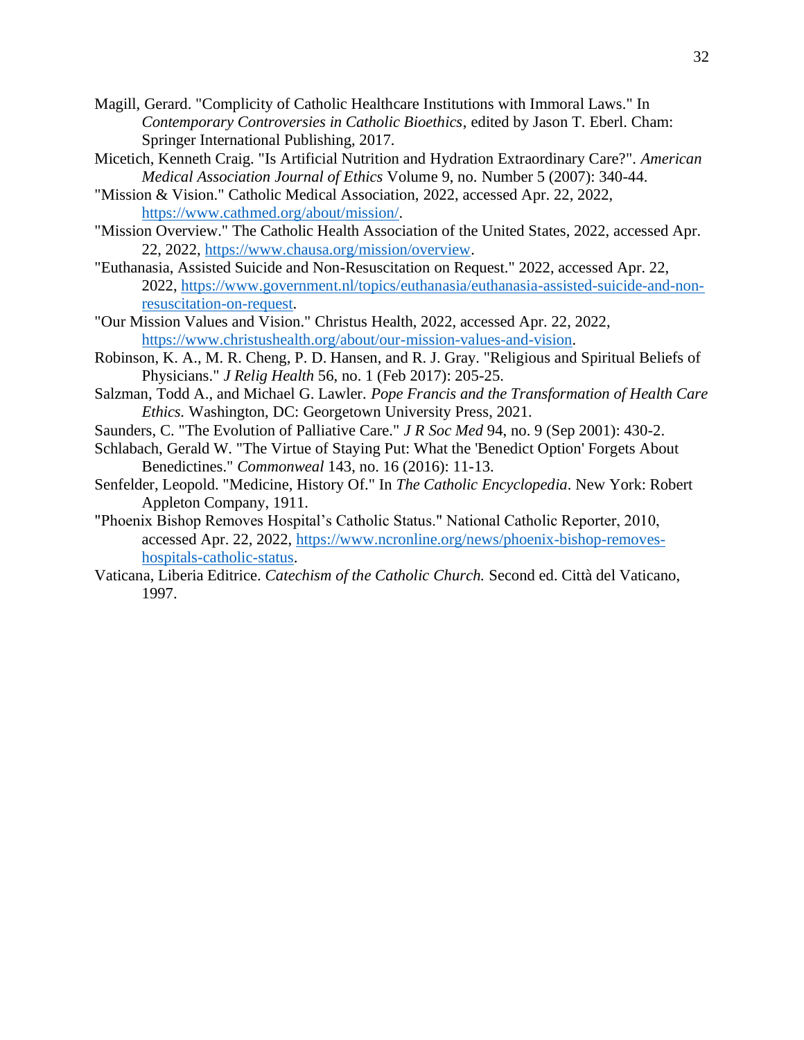Magill, Gerard. "Complicity of Catholic Healthcare Institutions with Immoral Laws." In *Contemporary Controversies in Catholic Bioethics*, edited by Jason T. Eberl. Cham: Springer International Publishing, 2017.

Micetich, Kenneth Craig. "Is Artificial Nutrition and Hydration Extraordinary Care?". *American Medical Association Journal of Ethics* Volume 9, no. Number 5 (2007): 340-44.

"Mission & Vision." Catholic Medical Association, 2022, accessed Apr. 22, 2022, https://www.cathmed.org/about/mission/.

"Mission Overview." The Catholic Health Association of the United States, 2022, accessed Apr. 22, 2022, https://www.chausa.org/mission/overview.

"Euthanasia, Assisted Suicide and Non-Resuscitation on Request." 2022, accessed Apr. 22, 2022, https://www.government.nl/topics/euthanasia/euthanasia-assisted-suicide-and-non-resuscitation-on-request.

"Our Mission Values and Vision." Christus Health, 2022, accessed Apr. 22, 2022, https://www.christushealth.org/about/our-mission-values-and-vision.

Robinson, K. A., M. R. Cheng, P. D. Hansen, and R. J. Gray. "Religious and Spiritual Beliefs of Physicians." *J Relig Health* 56, no. 1 (Feb 2017): 205-25.

Salzman, Todd A., and Michael G. Lawler. *Pope Francis and the Transformation of Health Care Ethics.* Washington, DC: Georgetown University Press, 2021.

Saunders, C. "The Evolution of Palliative Care." *J R Soc Med* 94, no. 9 (Sep 2001): 430-2.

Schlabach, Gerald W. "The Virtue of Staying Put: What the 'Benedict Option' Forgets About Benedictines." *Commonweal* 143, no. 16 (2016): 11-13.

Senfelder, Leopold. "Medicine, History Of." In *The Catholic Encyclopedia*. New York: Robert Appleton Company, 1911.

"Phoenix Bishop Removes Hospital's Catholic Status." National Catholic Reporter, 2010, accessed Apr. 22, 2022, https://www.ncronline.org/news/phoenix-bishop-removes-hospitals-catholic-status.

Vaticana, Liberia Editrice. *Catechism of the Catholic Church.* Second ed. Città del Vaticano, 1997.